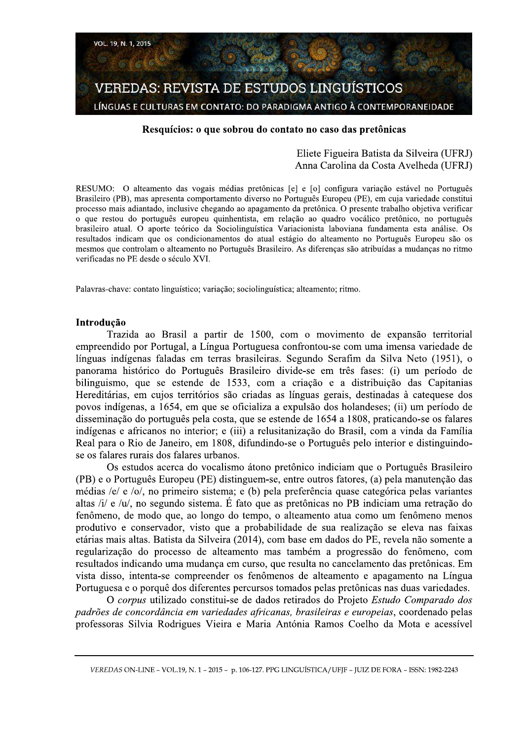# Resquícios: o que sobrou do contato no caso das pretônicas

Eliete Figueira Batista da Silveira (UFRJ)
Anna Carolina da Costa Avelheda (UFRJ)

RESUMO: O alteamento das vogais médias pretônicas [e] e [o] configura variação estável no Português Brasileiro (PB), mas apresenta comportamento diverso no Português Europeu (PE), em cuja variedade constitui processo mais adiantado, inclusive chegando ao apagamento da pretônica. O presente trabalho objetiva verificar o que restou do português europeu quinhentista, em relação ao quadro vocálico pretônico, no português brasileiro atual. O aporte teórico da Sociolinguística Variacionista laboviana fundamenta esta análise. Os resultados indicam que os condicionamentos do atual estágio do alteamento no Português Europeu são os mesmos que controlam o alteamento no Português Brasileiro. As diferenças são atribuídas a mudanças no ritmo verificadas no PE desde o século XVI.

Palavras-chave: contato linguístico; variação; sociolinguística; alteamento; ritmo.

## Introdução

Trazida ao Brasil a partir de 1500, com o movimento de expansão territorial empreendido por Portugal, a Língua Portuguesa confrontou-se com uma imensa variedade de línguas indígenas faladas em terras brasileiras. Segundo Serafim da Silva Neto (1951), o panorama histórico do Português Brasileiro divide-se em três fases: (i) um período de bilinguismo, que se estende de 1533, com a criação e a distribuição das Capitanias Hereditárias, em cujos territórios são criadas as línguas gerais, destinadas à catequese dos povos indígenas, a 1654, em que se oficializa a expulsão dos holandeses; (ii) um período de disseminação do português pela costa, que se estende de 1654 a 1808, praticando-se os falares indígenas e africanos no interior; e (iii) a relusitanização do Brasil, com a vinda da Família Real para o Rio de Janeiro, em 1808, difundindo-se o Português pelo interior e distinguindo-se os falares rurais dos falares urbanos.

Os estudos acerca do vocalismo átono pretônico indiciam que o Português Brasileiro (PB) e o Português Europeu (PE) distinguem-se, entre outros fatores, (a) pela manutenção das médias /e/ e /o/, no primeiro sistema; e (b) pela preferência quase categórica pelas variantes altas /i/ e /u/, no segundo sistema. É fato que as pretônicas no PB indiciam uma retração do fenômeno, de modo que, ao longo do tempo, o alteamento atua como um fenômeno menos produtivo e conservador, visto que a probabilidade de sua realização se eleva nas faixas etárias mais altas. Batista da Silveira (2014), com base em dados do PE, revela não somente a regularização do processo de alteamento mas também a progressão do fenômeno, com resultados indicando uma mudança em curso, que resulta no cancelamento das pretônicas. Em vista disso, intenta-se compreender os fenômenos de alteamento e apagamento na Língua Portuguesa e o porquê dos diferentes percursos tomados pelas pretônicas nas duas variedades.

O *corpus* utilizado constitui-se de dados retirados do Projeto *Estudo Comparado dos padrões de concordância em variedades africanas, brasileiras e europeias*, coordenado pelas professoras Silvia Rodrigues Vieira e Maria Antónia Ramos Coelho da Mota e acessível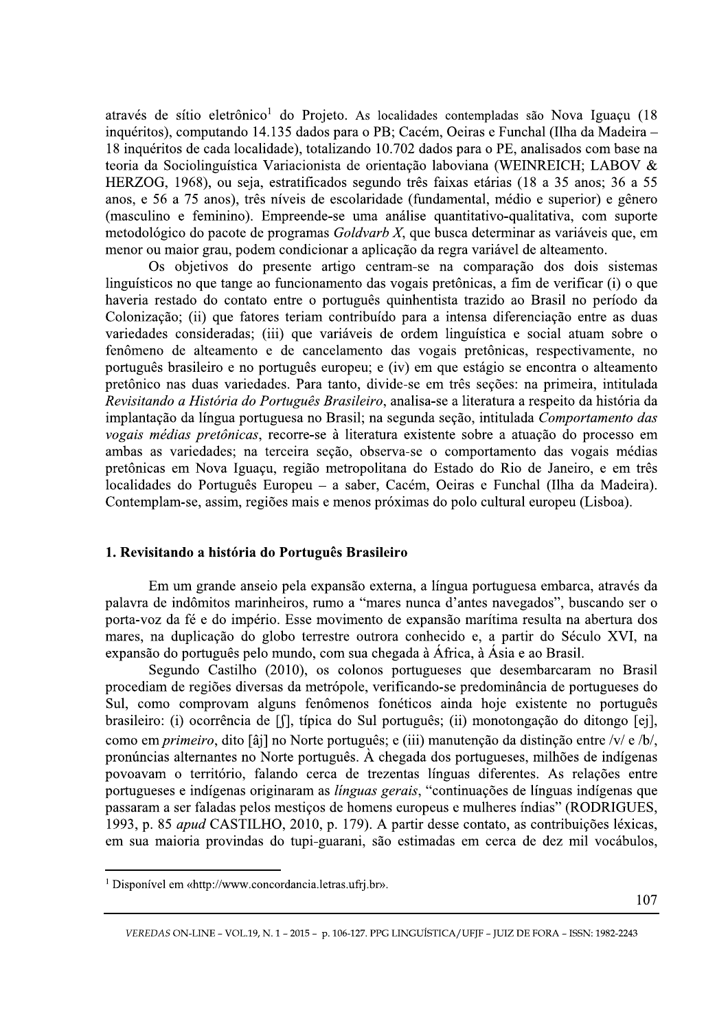através de sítio eletrônico[1] do Projeto. As localidades contempladas são Nova Iguaçu (18 inquéritos), computando 14.135 dados para o PB; Cacém, Oeiras e Funchal (Ilha da Madeira – 18 inquéritos de cada localidade), totalizando 10.702 dados para o PE, analisados com base na teoria da Sociolinguística Variacionista de orientação laboviana (WEINREICH; LABOV & HERZOG, 1968), ou seja, estratificados segundo três faixas etárias (18 a 35 anos; 36 a 55 anos, e 56 a 75 anos), três níveis de escolaridade (fundamental, médio e superior) e gênero (masculino e feminino). Empreende-se uma análise quantitativo-qualitativa, com suporte metodológico do pacote de programas *Goldvarb X*, que busca determinar as variáveis que, em menor ou maior grau, podem condicionar a aplicação da regra variável de alteamento.

Os objetivos do presente artigo centram-se na comparação dos dois sistemas linguísticos no que tange ao funcionamento das vogais pretônicas, a fim de verificar (i) o que haveria restado do contato entre o português quinhentista trazido ao Brasil no período da Colonização; (ii) que fatores teriam contribuído para a intensa diferenciação entre as duas variedades consideradas; (iii) que variáveis de ordem linguística e social atuam sobre o fenômeno de alteamento e de cancelamento das vogais pretônicas, respectivamente, no português brasileiro e no português europeu; e (iv) em que estágio se encontra o alteamento pretônico nas duas variedades. Para tanto, divide-se em três seções: na primeira, intitulada *Revisitando a História do Português Brasileiro*, analisa-se a literatura a respeito da história da implantação da língua portuguesa no Brasil; na segunda seção, intitulada *Comportamento das vogais médias pretônicas*, recorre-se à literatura existente sobre a atuação do processo em ambas as variedades; na terceira seção, observa-se o comportamento das vogais médias pretônicas em Nova Iguaçu, região metropolitana do Estado do Rio de Janeiro, e em três localidades do Português Europeu – a saber, Cacém, Oeiras e Funchal (Ilha da Madeira). Contemplam-se, assim, regiões mais e menos próximas do polo cultural europeu (Lisboa).

## 1. Revisitando a história do Português Brasileiro

Em um grande anseio pela expansão externa, a língua portuguesa embarca, através da palavra de indômitos marinheiros, rumo a "mares nunca d'antes navegados", buscando ser o porta-voz da fé e do império. Esse movimento de expansão marítima resulta na abertura dos mares, na duplicação do globo terrestre outrora conhecido e, a partir do Século XVI, na expansão do português pelo mundo, com sua chegada à África, à Ásia e ao Brasil.

Segundo Castilho (2010), os colonos portugueses que desembarcaram no Brasil procediam de regiões diversas da metrópole, verificando-se predominância de portugueses do Sul, como comprovam alguns fenômenos fonéticos ainda hoje existente no português brasileiro: (i) ocorrência de [ʃ], típica do Sul português; (ii) monotongação do ditongo [ej], como em *primeiro*, dito [âj] no Norte português; e (iii) manutenção da distinção entre /v/ e /b/, pronúncias alternantes no Norte português. À chegada dos portugueses, milhões de indígenas povoavam o território, falando cerca de trezentas línguas diferentes. As relações entre portugueses e indígenas originaram as *línguas gerais*, "continuações de línguas indígenas que passaram a ser faladas pelos mestiços de homens europeus e mulheres índias" (RODRIGUES, 1993, p. 85 *apud* CASTILHO, 2010, p. 179). A partir desse contato, as contribuições léxicas, em sua maioria provindas do tupi-guarani, são estimadas em cerca de dez mil vocábulos,

---

[1] Disponível em «http://www.concordancia.letras.ufrj.br».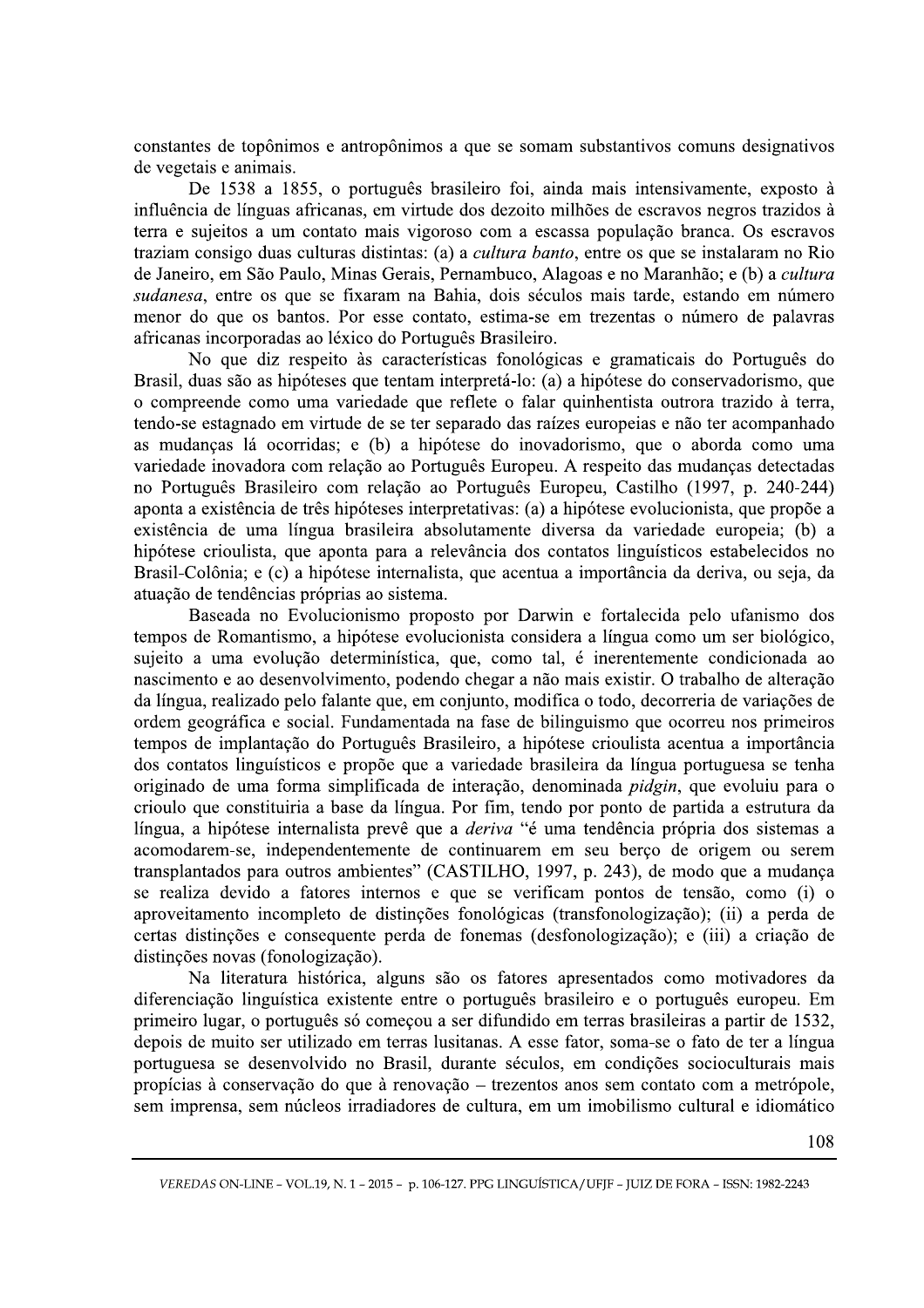constantes de topônimos e antropônimos a que se somam substantivos comuns designativos de vegetais e animais.

De 1538 a 1855, o português brasileiro foi, ainda mais intensivamente, exposto à influência de línguas africanas, em virtude dos dezoito milhões de escravos negros trazidos à terra e sujeitos a um contato mais vigoroso com a escassa população branca. Os escravos traziam consigo duas culturas distintas: (a) a *cultura banto*, entre os que se instalaram no Rio de Janeiro, em São Paulo, Minas Gerais, Pernambuco, Alagoas e no Maranhão; e (b) a *cultura sudanesa*, entre os que se fixaram na Bahia, dois séculos mais tarde, estando em número menor do que os bantos. Por esse contato, estima-se em trezentas o número de palavras africanas incorporadas ao léxico do Português Brasileiro.

No que diz respeito às características fonológicas e gramaticais do Português do Brasil, duas são as hipóteses que tentam interpretá-lo: (a) a hipótese do conservadorismo, que o compreende como uma variedade que reflete o falar quinhentista outrora trazido à terra, tendo-se estagnado em virtude de se ter separado das raízes europeias e não ter acompanhado as mudanças lá ocorridas; e (b) a hipótese do inovadorismo, que o aborda como uma variedade inovadora com relação ao Português Europeu. A respeito das mudanças detectadas no Português Brasileiro com relação ao Português Europeu, Castilho (1997, p. 240-244) aponta a existência de três hipóteses interpretativas: (a) a hipótese evolucionista, que propõe a existência de uma língua brasileira absolutamente diversa da variedade europeia; (b) a hipótese crioulista, que aponta para a relevância dos contatos linguísticos estabelecidos no Brasil-Colônia; e (c) a hipótese internalista, que acentua a importância da deriva, ou seja, da atuação de tendências próprias ao sistema.

Baseada no Evolucionismo proposto por Darwin e fortalecida pelo ufanismo dos tempos de Romantismo, a hipótese evolucionista considera a língua como um ser biológico, sujeito a uma evolução determinística, que, como tal, é inerentemente condicionada ao nascimento e ao desenvolvimento, podendo chegar a não mais existir. O trabalho de alteração da língua, realizado pelo falante que, em conjunto, modifica o todo, decorreria de variações de ordem geográfica e social. Fundamentada na fase de bilinguismo que ocorreu nos primeiros tempos de implantação do Português Brasileiro, a hipótese crioulista acentua a importância dos contatos linguísticos e propõe que a variedade brasileira da língua portuguesa se tenha originado de uma forma simplificada de interação, denominada *pidgin*, que evoluiu para o crioulo que constituiria a base da língua. Por fim, tendo por ponto de partida a estrutura da língua, a hipótese internalista prevê que a *deriva* "é uma tendência própria dos sistemas a acomodarem-se, independentemente de continuarem em seu berço de origem ou serem transplantados para outros ambientes" (CASTILHO, 1997, p. 243), de modo que a mudança se realiza devido a fatores internos e que se verificam pontos de tensão, como (i) o aproveitamento incompleto de distinções fonológicas (transfonologização); (ii) a perda de certas distinções e consequente perda de fonemas (desfonologização); e (iii) a criação de distinções novas (fonologização).

Na literatura histórica, alguns são os fatores apresentados como motivadores da diferenciação linguística existente entre o português brasileiro e o português europeu. Em primeiro lugar, o português só começou a ser difundido em terras brasileiras a partir de 1532, depois de muito ser utilizado em terras lusitanas. A esse fator, soma-se o fato de ter a língua portuguesa se desenvolvido no Brasil, durante séculos, em condições socioculturais mais propícias à conservação do que à renovação – trezentos anos sem contato com a metrópole, sem imprensa, sem núcleos irradiadores de cultura, em um imobilismo cultural e idiomático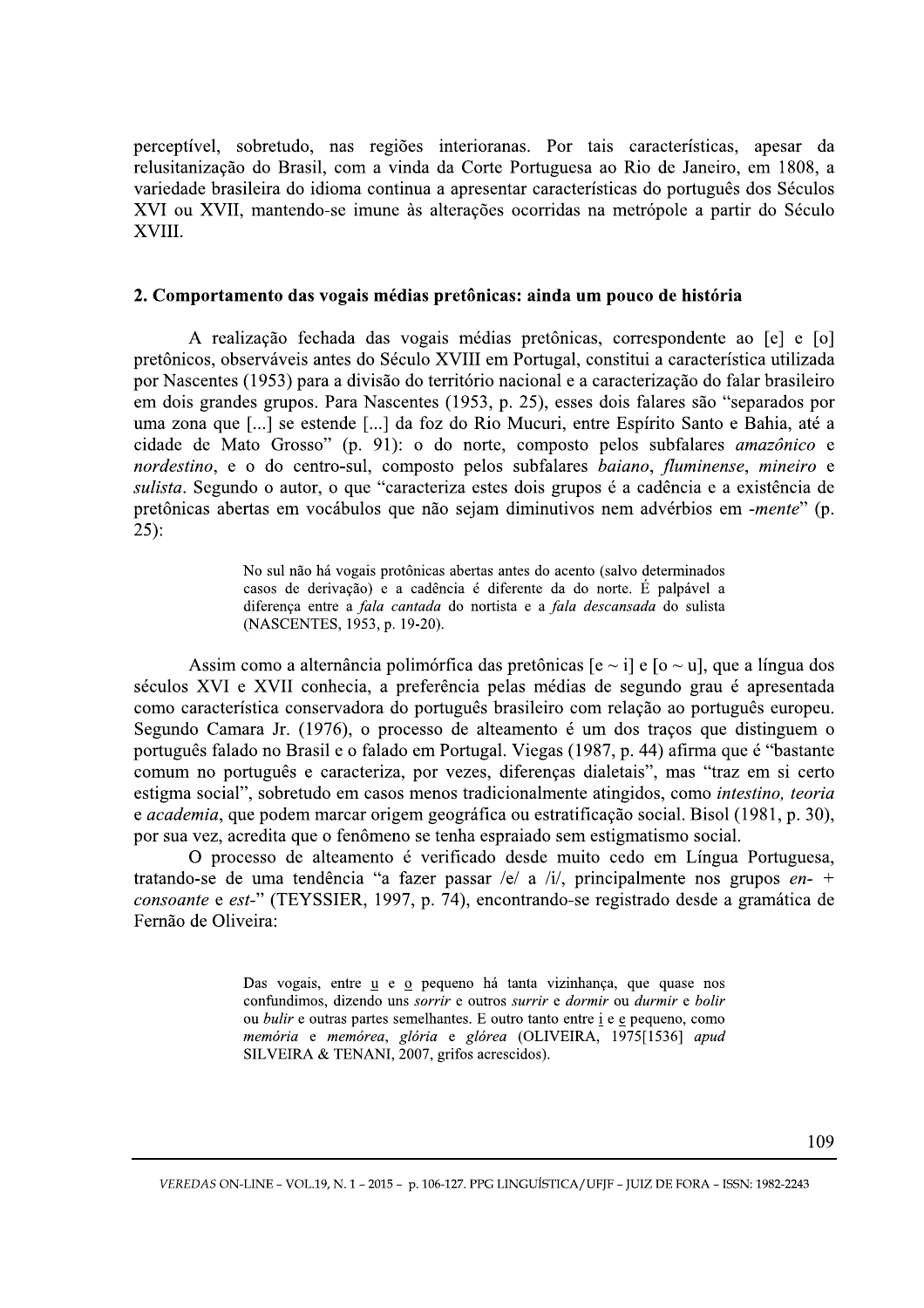perceptível, sobretudo, nas regiões interioranas. Por tais características, apesar da relusitanização do Brasil, com a vinda da Corte Portuguesa ao Rio de Janeiro, em 1808, a variedade brasileira do idioma continua a apresentar características do português dos Séculos XVI ou XVII, mantendo-se imune às alterações ocorridas na metrópole a partir do Século XVIII.

## 2. Comportamento das vogais médias pretônicas: ainda um pouco de história

A realização fechada das vogais médias pretônicas, correspondente ao [e] e [o] pretônicos, observáveis antes do Século XVIII em Portugal, constitui a característica utilizada por Nascentes (1953) para a divisão do território nacional e a caracterização do falar brasileiro em dois grandes grupos. Para Nascentes (1953, p. 25), esses dois falares são "separados por uma zona que [...] se estende [...] da foz do Rio Mucuri, entre Espírito Santo e Bahia, até a cidade de Mato Grosso" (p. 91): o do norte, composto pelos subfalares *amazônico* e *nordestino*, e o do centro-sul, composto pelos subfalares *baiano*, *fluminense*, *mineiro* e *sulista*. Segundo o autor, o que "caracteriza estes dois grupos é a cadência e a existência de pretônicas abertas em vocábulos que não sejam diminutivos nem advérbios em *-mente*" (p. 25):

> No sul não há vogais protônicas abertas antes do acento (salvo determinados casos de derivação) e a cadência é diferente da do norte. É palpável a diferença entre a *fala cantada* do nortista e a *fala descansada* do sulista (NASCENTES, 1953, p. 19-20).

Assim como a alternância polimórfica das pretônicas [e ~ i] e [o ~ u], que a língua dos séculos XVI e XVII conhecia, a preferência pelas médias de segundo grau é apresentada como característica conservadora do português brasileiro com relação ao português europeu. Segundo Camara Jr. (1976), o processo de alteamento é um dos traços que distinguem o português falado no Brasil e o falado em Portugal. Viegas (1987, p. 44) afirma que é "bastante comum no português e caracteriza, por vezes, diferenças dialetais", mas "traz em si certo estigma social", sobretudo em casos menos tradicionalmente atingidos, como *intestino, teoria* e *academia*, que podem marcar origem geográfica ou estratificação social. Bisol (1981, p. 30), por sua vez, acredita que o fenômeno se tenha espraiado sem estigmatismo social.

O processo de alteamento é verificado desde muito cedo em Língua Portuguesa, tratando-se de uma tendência "a fazer passar /e/ a /i/, principalmente nos grupos *en-* + *consoante* e *est-*" (TEYSSIER, 1997, p. 74), encontrando-se registrado desde a gramática de Fernão de Oliveira:

> Das vogais, entre u e o pequeno há tanta vizinhança, que quase nos confundimos, dizendo uns *sorrir* e outros *surrir* e *dormir* ou *durmir* e *bolir* ou *bulir* e outras partes semelhantes. E outro tanto entre i e e pequeno, como *memória* e *memórea*, *glória* e *glórea* (OLIVEIRA, 1975[1536] *apud* SILVEIRA & TENANI, 2007, grifos acrescidos).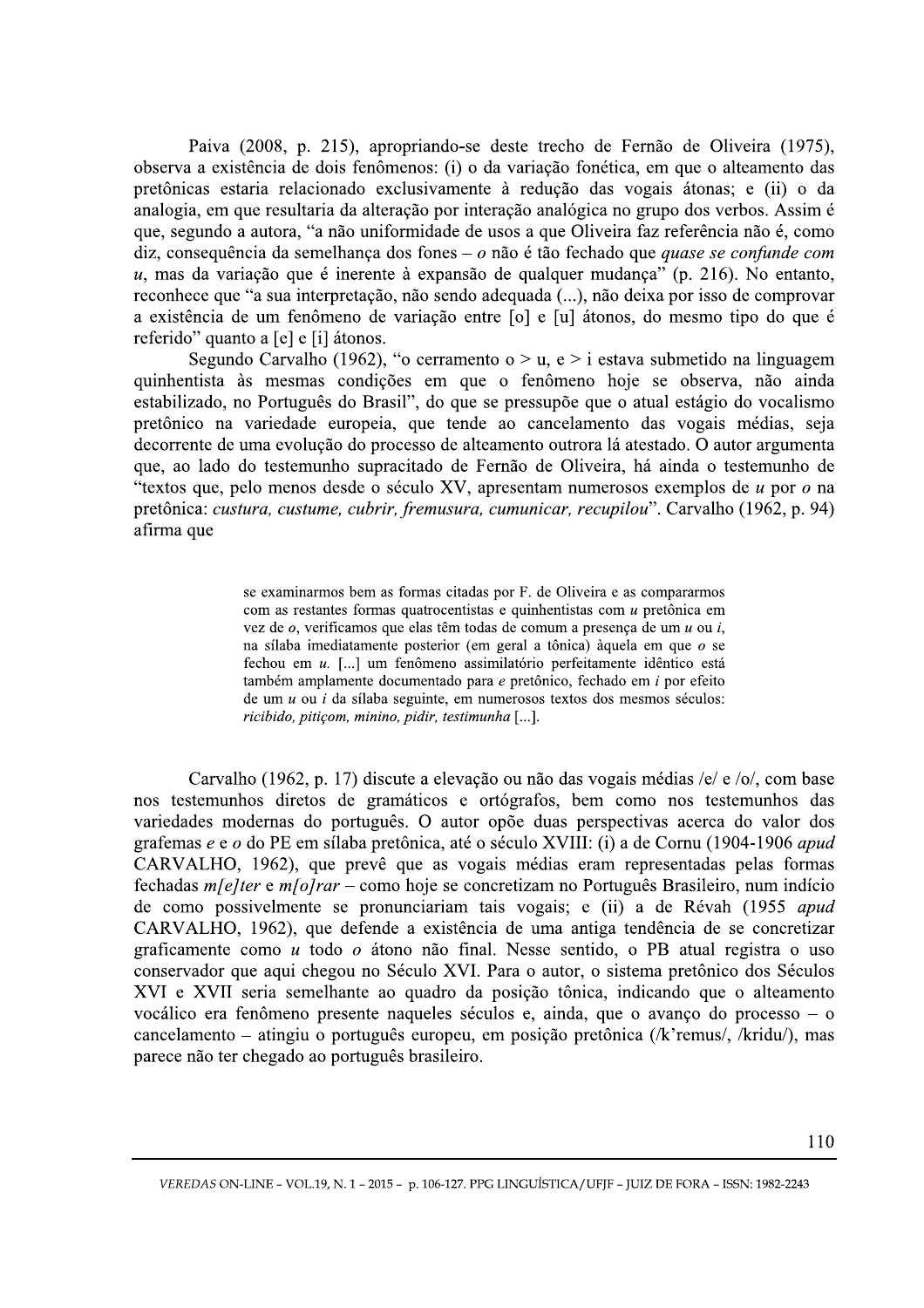Paiva (2008, p. 215), apropriando-se deste trecho de Fernão de Oliveira (1975), observa a existência de dois fenômenos: (i) o da variação fonética, em que o alteamento das pretônicas estaria relacionado exclusivamente à redução das vogais átonas; e (ii) o da analogia, em que resultaria da alteração por interação analógica no grupo dos verbos. Assim é que, segundo a autora, "a não uniformidade de usos a que Oliveira faz referência não é, como diz, consequência da semelhança dos fones – *o* não é tão fechado que *quase se confunde com u*, mas da variação que é inerente à expansão de qualquer mudança" (p. 216). No entanto, reconhece que "a sua interpretação, não sendo adequada (...), não deixa por isso de comprovar a existência de um fenômeno de variação entre [o] e [u] átonos, do mesmo tipo do que é referido" quanto a [e] e [i] átonos.

Segundo Carvalho (1962), "o cerramento o > u, e > i estava submetido na linguagem quinhentista às mesmas condições em que o fenômeno hoje se observa, não ainda estabilizado, no Português do Brasil", do que se pressupõe que o atual estágio do vocalismo pretônico na variedade europeia, que tende ao cancelamento das vogais médias, seja decorrente de uma evolução do processo de alteamento outrora lá atestado. O autor argumenta que, ao lado do testemunho supracitado de Fernão de Oliveira, há ainda o testemunho de "textos que, pelo menos desde o século XV, apresentam numerosos exemplos de *u* por *o* na pretônica: *custura, custume, cubrir, fremusura, cumunicar, recupilou*". Carvalho (1962, p. 94) afirma que

> se examinarmos bem as formas citadas por F. de Oliveira e as compararmos com as restantes formas quatrocentistas e quinhentistas com *u* pretônica em vez de *o*, verificamos que elas têm todas de comum a presença de um *u* ou *i*, na sílaba imediatamente posterior (em geral a tônica) àquela em que *o* se fechou em *u*. [...] um fenômeno assimilatório perfeitamente idêntico está também amplamente documentado para *e* pretônico, fechado em *i* por efeito de um *u* ou *i* da sílaba seguinte, em numerosos textos dos mesmos séculos: *ricibido, pitiçom, minino, pidir, testimunha* [...].

Carvalho (1962, p. 17) discute a elevação ou não das vogais médias /e/ e /o/, com base nos testemunhos diretos de gramáticos e ortógrafos, bem como nos testemunhos das variedades modernas do português. O autor opõe duas perspectivas acerca do valor dos grafemas *e* e *o* do PE em sílaba pretônica, até o século XVIII: (i) a de Cornu (1904-1906 *apud* CARVALHO, 1962), que prevê que as vogais médias eram representadas pelas formas fechadas *m[e]ter* e *m[o]rar* – como hoje se concretizam no Português Brasileiro, num indício de como possivelmente se pronunciariam tais vogais; e (ii) a de Révah (1955 *apud* CARVALHO, 1962), que defende a existência de uma antiga tendência de se concretizar graficamente como *u* todo *o* átono não final. Nesse sentido, o PB atual registra o uso conservador que aqui chegou no Século XVI. Para o autor, o sistema pretônico dos Séculos XVI e XVII seria semelhante ao quadro da posição tônica, indicando que o alteamento vocálico era fenômeno presente naqueles séculos e, ainda, que o avanço do processo – o cancelamento – atingiu o português europeu, em posição pretônica (/k'remus/, /kridu/), mas parece não ter chegado ao português brasileiro.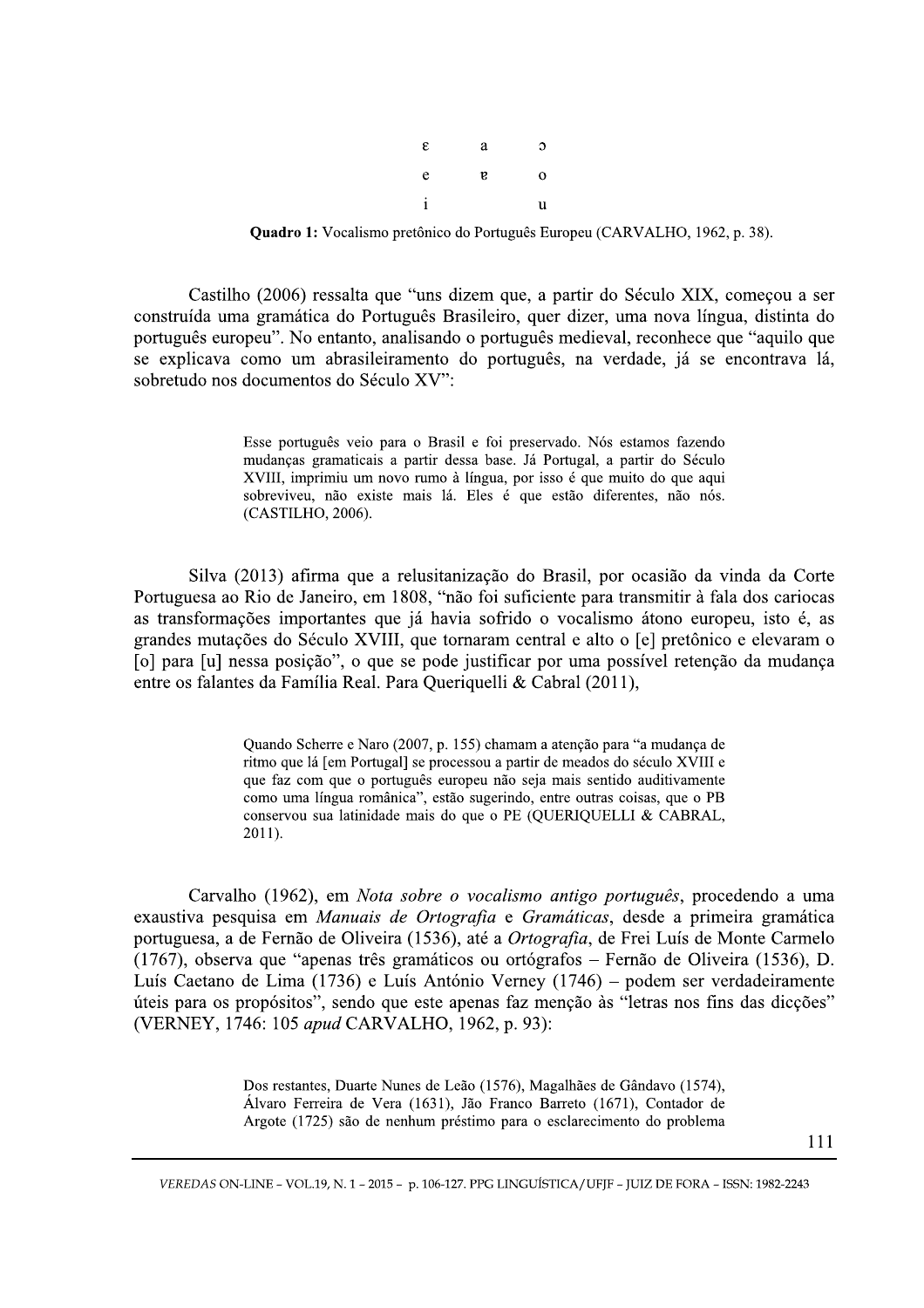| ɛ | a | ɔ |
|---|---|---|
| e | ɐ | o |
| i | | u |

**Quadro 1:** Vocalismo pretônico do Português Europeu (CARVALHO, 1962, p. 38).

Castilho (2006) ressalta que "uns dizem que, a partir do Século XIX, começou a ser construída uma gramática do Português Brasileiro, quer dizer, uma nova língua, distinta do português europeu". No entanto, analisando o português medieval, reconhece que "aquilo que se explicava como um abrasileiramento do português, na verdade, já se encontrava lá, sobretudo nos documentos do Século XV":

> Esse português veio para o Brasil e foi preservado. Nós estamos fazendo mudanças gramaticais a partir dessa base. Já Portugal, a partir do Século XVIII, imprimiu um novo rumo à língua, por isso é que muito do que aqui sobreviveu, não existe mais lá. Eles é que estão diferentes, não nós. (CASTILHO, 2006).

Silva (2013) afirma que a relusitanização do Brasil, por ocasião da vinda da Corte Portuguesa ao Rio de Janeiro, em 1808, "não foi suficiente para transmitir à fala dos cariocas as transformações importantes que já havia sofrido o vocalismo átono europeu, isto é, as grandes mutações do Século XVIII, que tornaram central e alto o [e] pretônico e elevaram o [o] para [u] nessa posição", o que se pode justificar por uma possível retenção da mudança entre os falantes da Família Real. Para Queriquelli & Cabral (2011),

> Quando Scherre e Naro (2007, p. 155) chamam a atenção para "a mudança de ritmo que lá [em Portugal] se processou a partir de meados do século XVIII e que faz com que o português europeu não seja mais sentido auditivamente como uma língua românica", estão sugerindo, entre outras coisas, que o PB conservou sua latinidade mais do que o PE (QUERIQUELLI & CABRAL, 2011).

Carvalho (1962), em *Nota sobre o vocalismo antigo português*, procedendo a uma exaustiva pesquisa em *Manuais de Ortografia* e *Gramáticas*, desde a primeira gramática portuguesa, a de Fernão de Oliveira (1536), até a *Ortografia*, de Frei Luís de Monte Carmelo (1767), observa que "apenas três gramáticos ou ortógrafos – Fernão de Oliveira (1536), D. Luís Caetano de Lima (1736) e Luís António Verney (1746) – podem ser verdadeiramente úteis para os propósitos", sendo que este apenas faz menção às "letras nos fins das dicções" (VERNEY, 1746: 105 *apud* CARVALHO, 1962, p. 93):

> Dos restantes, Duarte Nunes de Leão (1576), Magalhães de Gândavo (1574), Álvaro Ferreira de Vera (1631), Jão Franco Barreto (1671), Contador de Argote (1725) são de nenhum préstimo para o esclarecimento do problema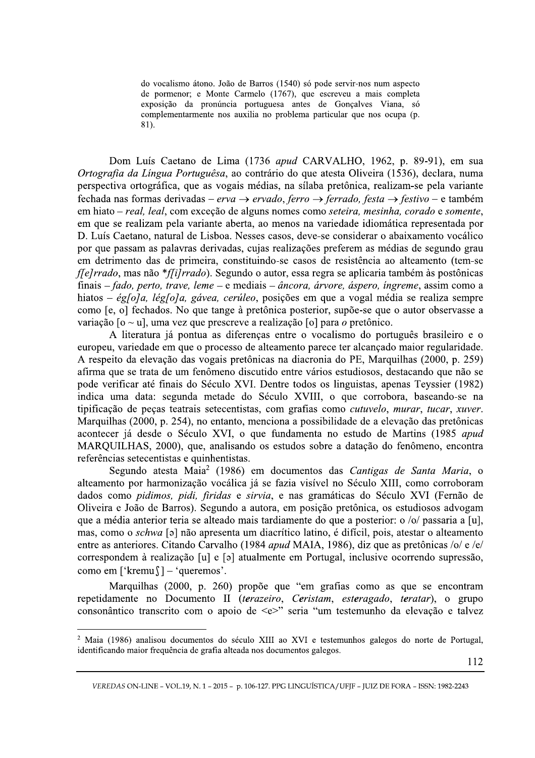> do vocalismo átono. João de Barros (1540) só pode servir-nos num aspecto de pormenor; e Monte Carmelo (1767), que escreveu a mais completa exposição da pronúncia portuguesa antes de Gonçalves Viana, só complementarmente nos auxilia no problema particular que nos ocupa (p. 81).

Dom Luís Caetano de Lima (1736 *apud* CARVALHO, 1962, p. 89-91), em sua *Ortografia da Língua Portuguêsa*, ao contrário do que atesta Oliveira (1536), declara, numa perspectiva ortográfica, que as vogais médias, na sílaba pretônica, realizam-se pela variante fechada nas formas derivadas – *erva* → *ervado*, *ferro* → *ferrado*, *festa* → *festivo* – e também em hiato – *real*, *leal*, com exceção de alguns nomes como *seteira*, *mesinha*, *corado* e *somente*, em que se realizam pela variante aberta, ao menos na variedade idiomática representada por D. Luís Caetano, natural de Lisboa. Nesses casos, deve-se considerar o abaixamento vocálico por que passam as palavras derivadas, cujas realizações preferem as médias de segundo grau em detrimento das de primeira, constituindo-se casos de resistência ao alteamento (tem-se *f[e]rrado*, mas não **f[i]rrado*). Segundo o autor, essa regra se aplicaria também às postônicas finais – *fado*, *perto*, *trave*, *leme* – e mediais – *âncora*, *árvore*, *áspero*, *íngreme*, assim como a hiatos – *ég[o]a*, *lég[o]a*, *gávea*, *cerúleo*, posições em que a vogal média se realiza sempre como [e, o] fechados. No que tange à pretônica posterior, supõe-se que o autor observasse a variação [o ~ u], uma vez que prescreve a realização [o] para *o* pretônico.

A literatura já pontua as diferenças entre o vocalismo do português brasileiro e o europeu, variedade em que o processo de alteamento parece ter alcançado maior regularidade. A respeito da elevação das vogais pretônicas na diacronia do PE, Marquilhas (2000, p. 259) afirma que se trata de um fenômeno discutido entre vários estudiosos, destacando que não se pode verificar até finais do Século XVI. Dentre todos os linguistas, apenas Teyssier (1982) indica uma data: segunda metade do Século XVIII, o que corrobora, baseando-se na tipificação de peças teatrais setecentistas, com grafias como *cutuvelo*, *murar*, *tucar*, *xuver*. Marquilhas (2000, p. 254), no entanto, menciona a possibilidade de a elevação das pretônicas acontecer já desde o Século XVI, o que fundamenta no estudo de Martins (1985 *apud* MARQUILHAS, 2000), que, analisando os estudos sobre a datação do fenômeno, encontra referências setecentistas e quinhentistas.

Segundo atesta Maia[2] (1986) em documentos das *Cantigas de Santa Maria*, o alteamento por harmonização vocálica já se fazia visível no Século XIII, como corroboram dados como *pidimos*, *pidi*, *firidas* e *sirvia*, e nas gramáticas do Século XVI (Fernão de Oliveira e João de Barros). Segundo a autora, em posição pretônica, os estudiosos advogam que a média anterior teria se alteado mais tardiamente do que a posterior: o /o/ passaria a [u], mas, como o *schwa* [ə] não apresenta um diacrítico latino, é difícil, pois, atestar o alteamento entre as anteriores. Citando Carvalho (1984 *apud* MAIA, 1986), diz que as pretônicas /o/ e /e/ correspondem à realização [u] e [ə] atualmente em Portugal, inclusive ocorrendo supressão, como em ['kremuʃ] – 'queremos'.

Marquilhas (2000, p. 260) propõe que "em grafias como as que se encontram repetidamente no Documento II (*terazeiro*, *Ceristam*, *esteragado*, *teratar*), o grupo consonântico transcrito com o apoio de <e>" seria "um testemunho da elevação e talvez

---

[2] Maia (1986) analisou documentos do século XIII ao XVI e testemunhos galegos do norte de Portugal, identificando maior frequência de grafia alteada nos documentos galegos.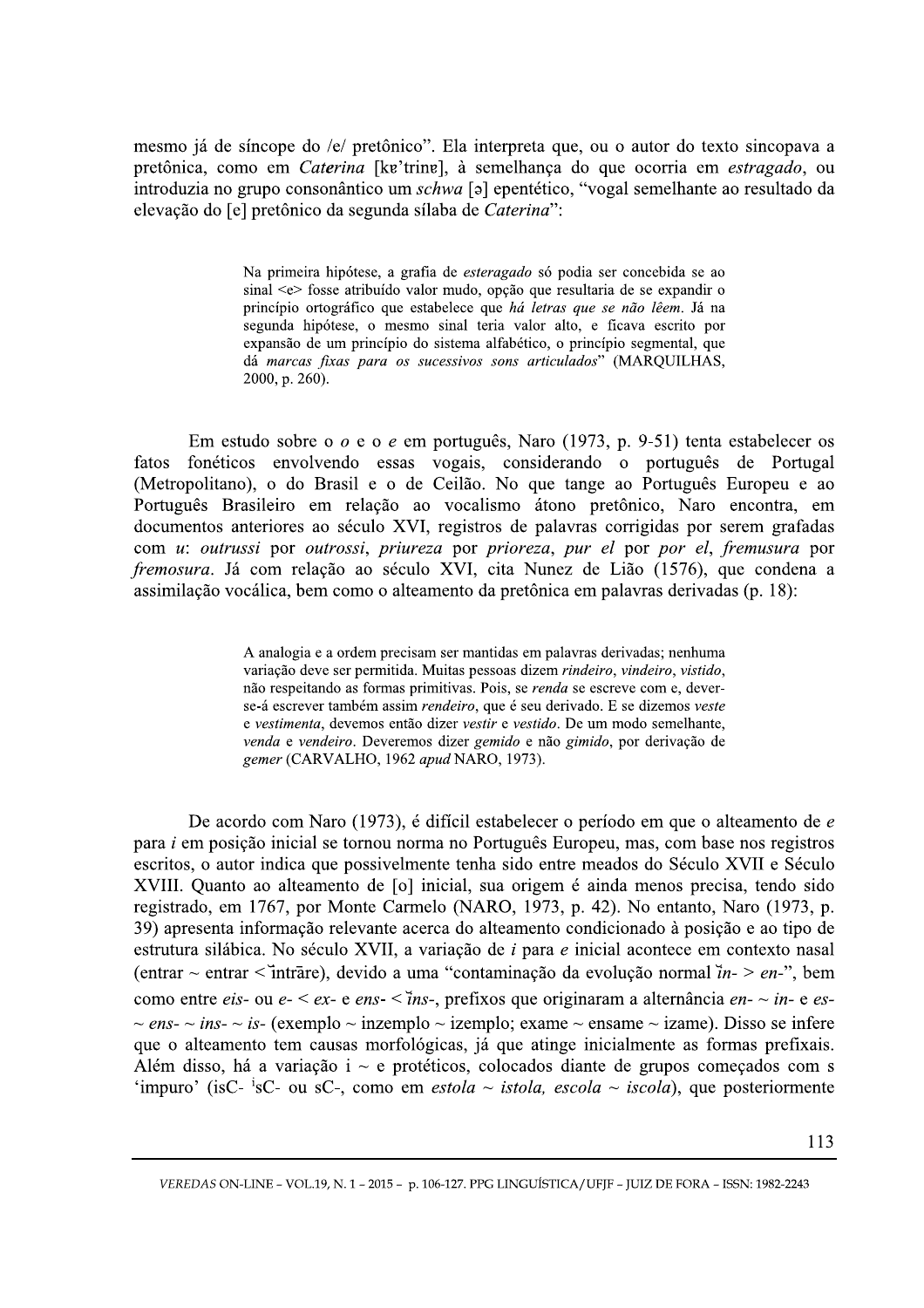mesmo já de síncope do /e/ pretônico". Ela interpreta que, ou o autor do texto sincopava a pretônica, como em *Caterina* [kɐ'trinɐ], à semelhança do que ocorria em *estragado*, ou introduzia no grupo consonântico um *schwa* [ə] epentético, "vogal semelhante ao resultado da elevação do [e] pretônico da segunda sílaba de *Caterina*":

> Na primeira hipótese, a grafia de *esteragado* só podia ser concebida se ao sinal <e> fosse atribuído valor mudo, opção que resultaria de se expandir o princípio ortográfico que estabelece que *há letras que se não lêem*. Já na segunda hipótese, o mesmo sinal teria valor alto, e ficava escrito por expansão de um princípio do sistema alfabético, o princípio segmental, que dá *marcas fixas para os sucessivos sons articulados*" (MARQUILHAS, 2000, p. 260).

Em estudo sobre o *o* e o *e* em português, Naro (1973, p. 9-51) tenta estabelecer os fatos fonéticos envolvendo essas vogais, considerando o português de Portugal (Metropolitano), o do Brasil e o de Ceilão. No que tange ao Português Europeu e ao Português Brasileiro em relação ao vocalismo átono pretônico, Naro encontra, em documentos anteriores ao século XVI, registros de palavras corrigidas por serem grafadas com *u*: *outrussi* por *outrossi*, *priureza* por *prioreza*, *pur el* por *por el*, *fremusura* por *fremosura*. Já com relação ao século XVI, cita Nunez de Lião (1576), que condena a assimilação vocálica, bem como o alteamento da pretônica em palavras derivadas (p. 18):

> A analogia e a ordem precisam ser mantidas em palavras derivadas; nenhuma variação deve ser permitida. Muitas pessoas dizem *rindeiro*, *vindeiro*, *vistido*, não respeitando as formas primitivas. Pois, se *renda* se escreve com e, dever-se-á escrever também assim *rendeiro*, que é seu derivado. E se dizemos *veste* e *vestimenta*, devemos então dizer *vestir* e *vestido*. De um modo semelhante, *venda* e *vendeiro*. Deveremos dizer *gemido* e não *gimido*, por derivação de *gemer* (CARVALHO, 1962 *apud* NARO, 1973).

De acordo com Naro (1973), é difícil estabelecer o período em que o alteamento de *e* para *i* em posição inicial se tornou norma no Português Europeu, mas, com base nos registros escritos, o autor indica que possivelmente tenha sido entre meados do Século XVII e Século XVIII. Quanto ao alteamento de [o] inicial, sua origem é ainda menos precisa, tendo sido registrado, em 1767, por Monte Carmelo (NARO, 1973, p. 42). No entanto, Naro (1973, p. 39) apresenta informação relevante acerca do alteamento condicionado à posição e ao tipo de estrutura silábica. No século XVII, a variação de *i* para *e* inicial acontece em contexto nasal (entrar ~ entrar < ĭntrāre), devido a uma "contaminação da evolução normal ĭn- > en-", bem como entre *eis-* ou *e-* < *ex-* e *ens-* < ĭns-, prefixos que originaram a alternância *en-* ~ *in-* e *es-* ~ *ens-* ~ *ins-* ~ *is-* (exemplo ~ inzemplo ~ izemplo; exame ~ ensame ~ izame). Disso se infere que o alteamento tem causas morfológicas, já que atinge inicialmente as formas prefixais. Além disso, há a variação i ~ e protéticos, colocados diante de grupos começados com s 'impuro' (isC- ⁱsC- ou sC-, como em *estola* ~ *istola, escola* ~ *iscola*), que posteriormente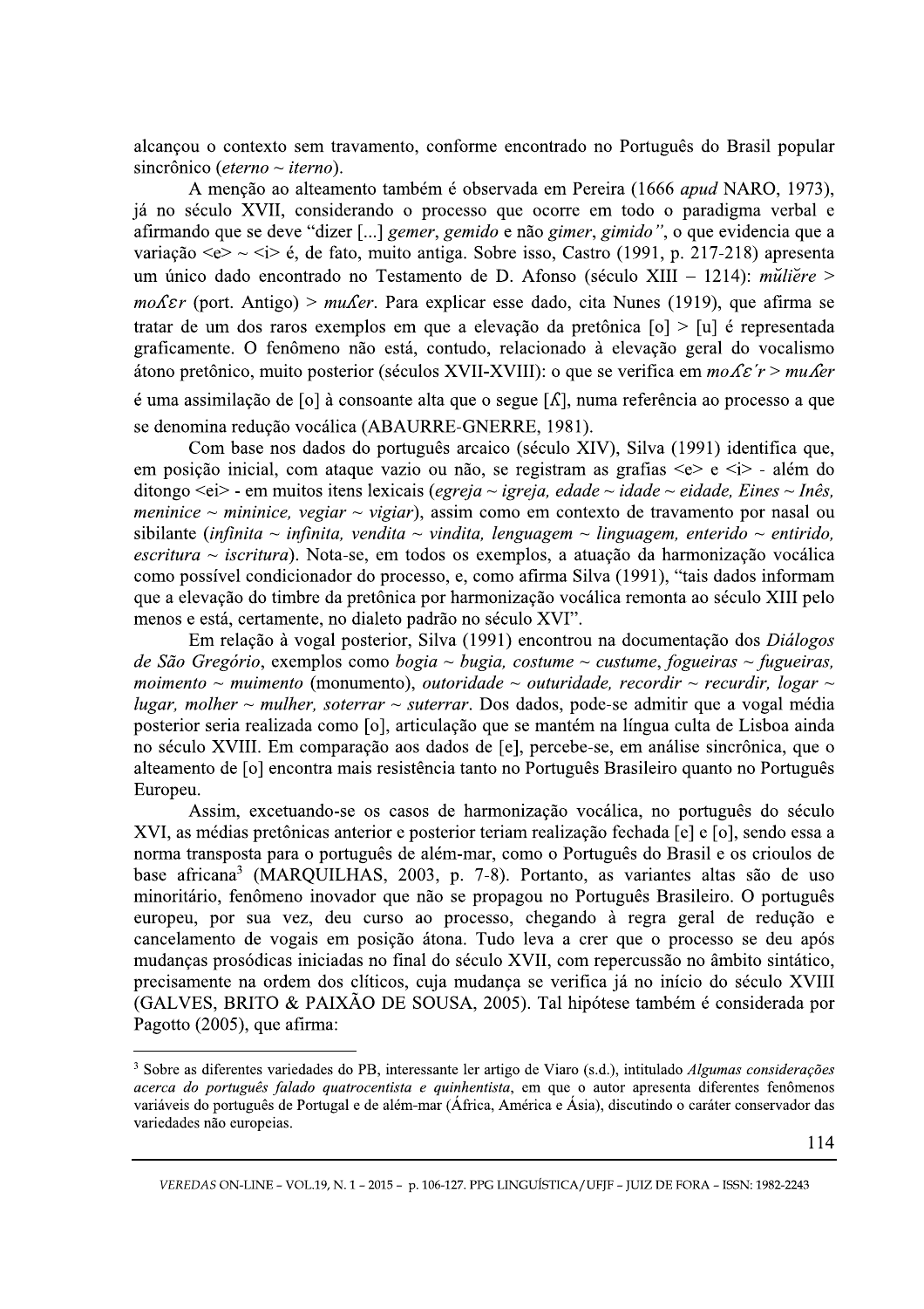alcançou o contexto sem travamento, conforme encontrado no Português do Brasil popular sincrônico (*eterno ~ iterno*).

A menção ao alteamento também é observada em Pereira (1666 *apud* NARO, 1973), já no século XVII, considerando o processo que ocorre em todo o paradigma verbal e afirmando que se deve "dizer [...] *gemer*, *gemido* e não *gimer*, *gimido"*, o que evidencia que a variação <e> ~ <i> é, de fato, muito antiga. Sobre isso, Castro (1991, p. 217-218) apresenta um único dado encontrado no Testamento de D. Afonso (século XIII – 1214): *mŭliĕre* > *moʎɛr* (port. Antigo) > *muʎer*. Para explicar esse dado, cita Nunes (1919), que afirma se tratar de um dos raros exemplos em que a elevação da pretônica [o] > [u] é representada graficamente. O fenômeno não está, contudo, relacionado à elevação geral do vocalismo átono pretônico, muito posterior (séculos XVII-XVIII): o que se verifica em *moʎɛ´r* > *muʎer* é uma assimilação de [o] à consoante alta que o segue [ʎ], numa referência ao processo a que se denomina redução vocálica (ABAURRE-GNERRE, 1981).

Com base nos dados do português arcaico (século XIV), Silva (1991) identifica que, em posição inicial, com ataque vazio ou não, se registram as grafias <e> e <i> - além do ditongo <ei> - em muitos itens lexicais (*egreja ~ igreja, edade ~ idade ~ eidade, Eines ~ Inês, meninice ~ mininice, vegiar ~ vigiar*), assim como em contexto de travamento por nasal ou sibilante (*infinita ~ infinita, vendita ~ vindita, lenguagem ~ linguagem, enterido ~ entirido, escritura ~ iscritura*). Nota-se, em todos os exemplos, a atuação da harmonização vocálica como possível condicionador do processo, e, como afirma Silva (1991), "tais dados informam que a elevação do timbre da pretônica por harmonização vocálica remonta ao século XIII pelo menos e está, certamente, no dialeto padrão no século XVI".

Em relação à vogal posterior, Silva (1991) encontrou na documentação dos *Diálogos de São Gregório*, exemplos como *bogia ~ bugia, costume ~ custume, fogueiras ~ fugueiras, moimento ~ muimento* (monumento), *outoridade ~ outuridade, recordir ~ recurdir, logar ~ lugar, molher ~ mulher, soterrar ~ suterrar*. Dos dados, pode-se admitir que a vogal média posterior seria realizada como [o], articulação que se mantém na língua culta de Lisboa ainda no século XVIII. Em comparação aos dados de [e], percebe-se, em análise sincrônica, que o alteamento de [o] encontra mais resistência tanto no Português Brasileiro quanto no Português Europeu.

Assim, excetuando-se os casos de harmonização vocálica, no português do século XVI, as médias pretônicas anterior e posterior teriam realização fechada [e] e [o], sendo essa a norma transposta para o português de além-mar, como o Português do Brasil e os crioulos de base africana[3] (MARQUILHAS, 2003, p. 7-8). Portanto, as variantes altas são de uso minoritário, fenômeno inovador que não se propagou no Português Brasileiro. O português europeu, por sua vez, deu curso ao processo, chegando à regra geral de redução e cancelamento de vogais em posição átona. Tudo leva a crer que o processo se deu após mudanças prosódicas iniciadas no final do século XVII, com repercussão no âmbito sintático, precisamente na ordem dos clíticos, cuja mudança se verifica já no início do século XVIII (GALVES, BRITO & PAIXÃO DE SOUSA, 2005). Tal hipótese também é considerada por Pagotto (2005), que afirma:

---

[3] Sobre as diferentes variedades do PB, interessante ler artigo de Viaro (s.d.), intitulado *Algumas considerações acerca do português falado quatrocentista e quinhentista*, em que o autor apresenta diferentes fenômenos variáveis do português de Portugal e de além-mar (África, América e Ásia), discutindo o caráter conservador das variedades não europeias.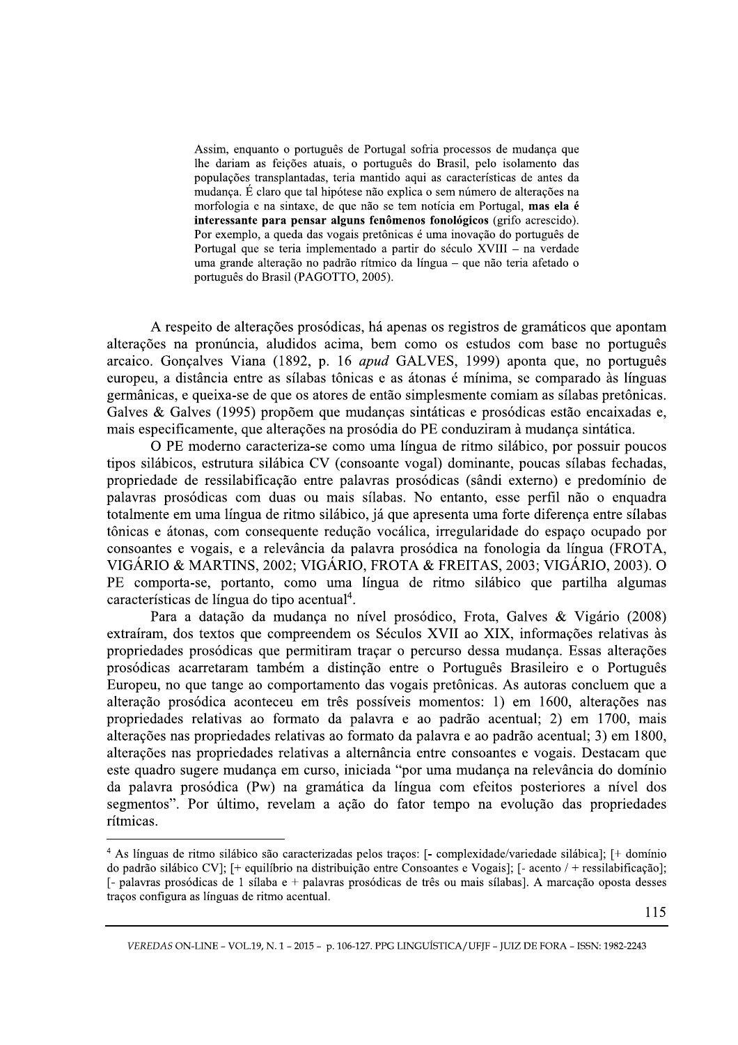> Assim, enquanto o português de Portugal sofria processos de mudança que lhe dariam as feições atuais, o português do Brasil, pelo isolamento das populações transplantadas, teria mantido aqui as características de antes da mudança. É claro que tal hipótese não explica o sem número de alterações na morfologia e na sintaxe, de que não se tem notícia em Portugal, **mas ela é interessante para pensar alguns fenômenos fonológicos** (grifo acrescido). Por exemplo, a queda das vogais pretônicas é uma inovação do português de Portugal que se teria implementado a partir do século XVIII – na verdade uma grande alteração no padrão rítmico da língua – que não teria afetado o português do Brasil (PAGOTTO, 2005).

A respeito de alterações prosódicas, há apenas os registros de gramáticos que apontam alterações na pronúncia, aludidos acima, bem como os estudos com base no português arcaico. Gonçalves Viana (1892, p. 16 *apud* GALVES, 1999) aponta que, no português europeu, a distância entre as sílabas tônicas e as átonas é mínima, se comparado às línguas germânicas, e queixa-se de que os atores de então simplesmente comiam as sílabas pretônicas. Galves & Galves (1995) propõem que mudanças sintáticas e prosódicas estão encaixadas e, mais especificamente, que alterações na prosódia do PE conduziram à mudança sintática.

O PE moderno caracteriza-se como uma língua de ritmo silábico, por possuir poucos tipos silábicos, estrutura silábica CV (consoante vogal) dominante, poucas sílabas fechadas, propriedade de ressilabificação entre palavras prosódicas (sândi externo) e predomínio de palavras prosódicas com duas ou mais sílabas. No entanto, esse perfil não o enquadra totalmente em uma língua de ritmo silábico, já que apresenta uma forte diferença entre sílabas tônicas e átonas, com consequente redução vocálica, irregularidade do espaço ocupado por consoantes e vogais, e a relevância da palavra prosódica na fonologia da língua (FROTA, VIGÁRIO & MARTINS, 2002; VIGÁRIO, FROTA & FREITAS, 2003; VIGÁRIO, 2003). O PE comporta-se, portanto, como uma língua de ritmo silábico que partilha algumas características de língua do tipo acentual[4].

Para a datação da mudança no nível prosódico, Frota, Galves & Vigário (2008) extraíram, dos textos que compreendem os Séculos XVII ao XIX, informações relativas às propriedades prosódicas que permitiram traçar o percurso dessa mudança. Essas alterações prosódicas acarretaram também a distinção entre o Português Brasileiro e o Português Europeu, no que tange ao comportamento das vogais pretônicas. As autoras concluem que a alteração prosódica aconteceu em três possíveis momentos: 1) em 1600, alterações nas propriedades relativas ao formato da palavra e ao padrão acentual; 2) em 1700, mais alterações nas propriedades relativas ao formato da palavra e ao padrão acentual; 3) em 1800, alterações nas propriedades relativas a alternância entre consoantes e vogais. Destacam que este quadro sugere mudança em curso, iniciada "por uma mudança na relevância do domínio da palavra prosódica (Pw) na gramática da língua com efeitos posteriores a nível dos segmentos". Por último, revelam a ação do fator tempo na evolução das propriedades rítmicas.

---

[4] As línguas de ritmo silábico são caracterizadas pelos traços: [- complexidade/variedade silábica]; [+ domínio do padrão silábico CV]; [+ equilíbrio na distribuição entre Consoantes e Vogais]; [- acento / + ressilabificação]; [- palavras prosódicas de 1 sílaba e + palavras prosódicas de três ou mais sílabas]. A marcação oposta desses traços configura as línguas de ritmo acentual.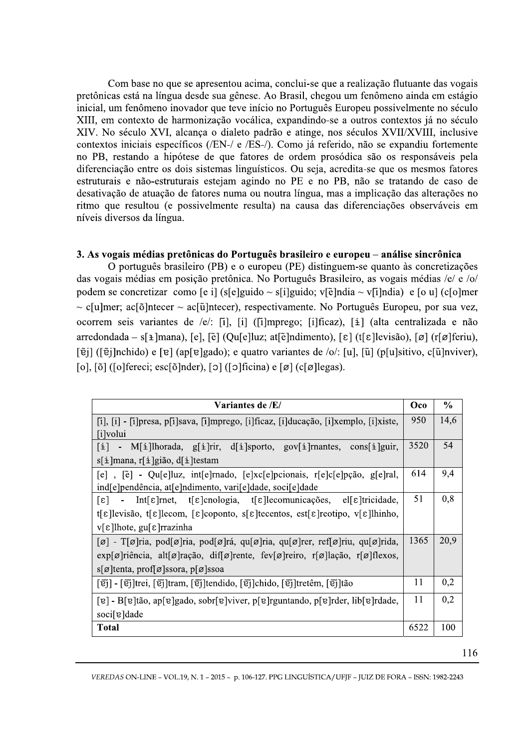Com base no que se apresentou acima, conclui-se que a realização flutuante das vogais pretônicas está na língua desde sua gênese. Ao Brasil, chegou um fenômeno ainda em estágio inicial, um fenômeno inovador que teve início no Português Europeu possivelmente no século XIII, em contexto de harmonização vocálica, expandindo-se a outros contextos já no século XIV. No século XVI, alcança o dialeto padrão e atinge, nos séculos XVII/XVIII, inclusive contextos iniciais específicos (/EN-/ e /ES-/). Como já referido, não se expandiu fortemente no PB, restando a hipótese de que fatores de ordem prosódica são os responsáveis pela diferenciação entre os dois sistemas linguísticos. Ou seja, acredita-se que os mesmos fatores estruturais e não-estruturais estejam agindo no PE e no PB, não se tratando de caso de desativação de atuação de fatores numa ou noutra língua, mas a implicação das alterações no ritmo que resultou (e possivelmente resulta) na causa das diferenciações observáveis em níveis diversos da língua.

## 3. As vogais médias pretônicas do Português brasileiro e europeu – análise sincrônica

O português brasileiro (PB) e o europeu (PE) distinguem-se quanto às concretizações das vogais médias em posição pretônica. No Português Brasileiro, as vogais médias /e/ e /o/ podem se concretizar como [e i] (s[e]guido ~ s[i]guido; v[ẽ]ndia ~ v[ĩ]ndia) e [o u] (c[o]mer ~ c[u]mer; ac[õ]ntecer ~ ac[ũ]ntecer), respectivamente. No Português Europeu, por sua vez, ocorrem seis variantes de /e/: [ĩ], [i] ([ĩ]mprego; [i]ficaz), [ɨ] (alta centralizada e não arredondada – s[ɨ]mana), [e], [ẽ] (Qu[e]luz; at[ẽ]ndimento), [ɛ] (t[ɛ]levisão), [ø] (r[ø]feriu), [ɐ̃j] ([ɐ̃j]nchido) e [ɐ] (ap[ɐ]gado); e quatro variantes de /o/: [u], [ũ] (p[u]sitivo, c[ũ]nviver), [o], [õ] ([o]fereci; esc[õ]nder), [ɔ] ([ɔ]ficina) e [ø] (c[ø]legas).

| Variantes de /E/ | Oco | % |
|---|---|---|
| [ĩ], [i] - [ĩ]presa, p[ĩ]sava, [ĩ]mprego, [i]ficaz, [i]ducação, [i]xemplo, [i]xiste, [i]volui | 950 | 14,6 |
| [ɨ] - M[ɨ]lhorada, g[ɨ]rir, d[ɨ]sporto, gov[ɨ]rnantes, cons[ɨ]guir, s[ɨ]mana, r[ɨ]gião, d[ɨ]testam | 3520 | 54 |
| [e] , [ẽ] - Qu[e]luz, int[e]rnado, [e]xc[e]pcionais, r[e]c[e]pção, g[e]ral, ind[e]pendência, at[e]ndimento, vari[e]dade, soci[e]dade | 614 | 9,4 |
| [ɛ] - Int[ɛ]rnet, t[ɛ]cnologia, t[ɛ]lecomunicações, el[ɛ]tricidade, t[ɛ]levisão, t[ɛ]lecom, [ɛ]coponto, s[ɛ]tecentos, est[ɛ]reotipo, v[ɛ]lhinho, v[ɛ]lhote, gu[ɛ]rrazinha | 51 | 0,8 |
| [ø] - T[ø]ria, pod[ø]ria, pod[ø]rá, qu[ø]ria, qu[ø]rer, ref[ø]riu, qu[ø]rida, exp[ø]riência, alt[ø]ração, dif[ø]rente, fev[ø]reiro, r[ø]lação, r[ø]flexos, s[ø]tenta, prof[ø]ssora, p[ø]ssoa | 1365 | 20,9 |
| [ɐ̃j] - [ɐ̃j]trei, [ɐ̃j]tram, [ɐ̃j]tendido, [ɐ̃j]chido, [ɐ̃j]tretêm, [ɐ̃j]tão | 11 | 0,2 |
| [ɐ] - B[ɐ]tão, ap[ɐ]gado, sobr[ɐ]viver, p[ɐ]rguntando, p[ɐ]rder, lib[ɐ]rdade, soci[ɐ]dade | 11 | 0,2 |
| **Total** | 6522 | 100 |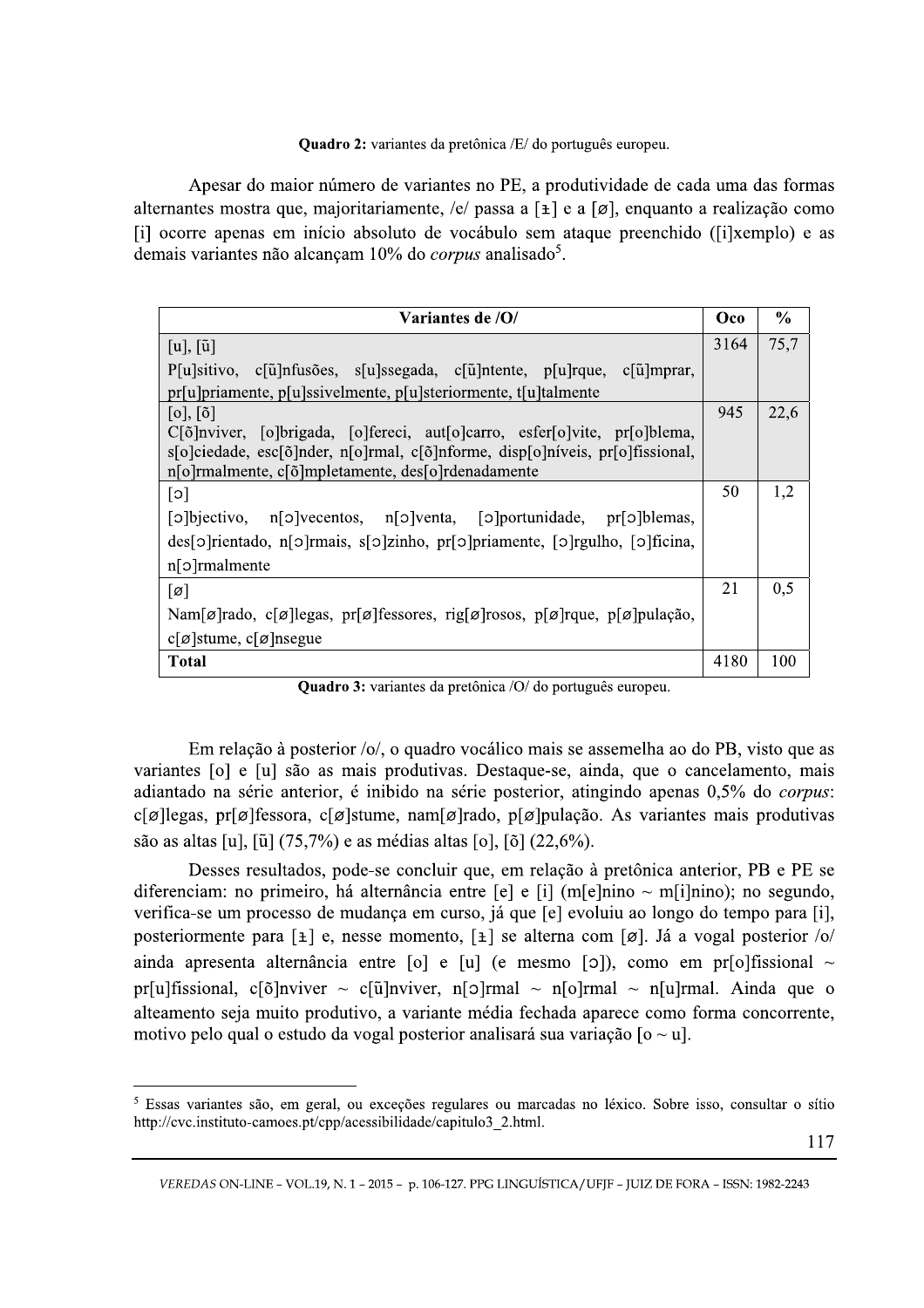**Quadro 2:** variantes da pretônica /E/ do português europeu.

Apesar do maior número de variantes no PE, a produtividade de cada uma das formas alternantes mostra que, majoritariamente, /e/ passa a [ɨ] e a [ø], enquanto a realização como [i] ocorre apenas em início absoluto de vocábulo sem ataque preenchido ([i]xemplo) e as demais variantes não alcançam 10% do *corpus* analisado[5].

| Variantes de /O/ | Oco | % |
|---|---|---|
| [u], [ũ]<br>P[u]sitivo, c[ũ]nfusões, s[u]ssegada, c[ũ]ntente, p[u]rque, c[ũ]mprar, pr[u]priamente, p[u]ssivelmente, p[u]steriormente, t[u]talmente | 3164 | 75,7 |
| [o], [õ]<br>C[õ]nviver, [o]brigada, [o]fereci, aut[o]carro, esfer[o]vite, pr[o]blema, s[o]ciedade, esc[õ]nder, n[o]rmal, c[õ]nforme, disp[o]níveis, pr[o]fissional, n[o]rmalmente, c[õ]mpletamente, des[o]rdenadamente | 945 | 22,6 |
| [ɔ]<br>[ɔ]bjectivo, n[ɔ]vecentos, n[ɔ]venta, [ɔ]portunidade, pr[ɔ]blemas, des[ɔ]rientado, n[ɔ]rmais, s[ɔ]zinho, pr[ɔ]priamente, [ɔ]rgulho, [ɔ]ficina, n[ɔ]rmalmente | 50 | 1,2 |
| [ø]<br>Nam[ø]rado, c[ø]legas, pr[ø]fessores, rig[ø]rosos, p[ø]rque, p[ø]pulação, c[ø]stume, c[ø]nsegue | 21 | 0,5 |
| **Total** | 4180 | 100 |

**Quadro 3:** variantes da pretônica /O/ do português europeu.

Em relação à posterior /o/, o quadro vocálico mais se assemelha ao do PB, visto que as variantes [o] e [u] são as mais produtivas. Destaque-se, ainda, que o cancelamento, mais adiantado na série anterior, é inibido na série posterior, atingindo apenas 0,5% do *corpus*: c[ø]legas, pr[ø]fessora, c[ø]stume, nam[ø]rado, p[ø]pulação. As variantes mais produtivas são as altas [u], [ũ] (75,7%) e as médias altas [o], [õ] (22,6%).

Desses resultados, pode-se concluir que, em relação à pretônica anterior, PB e PE se diferenciam: no primeiro, há alternância entre [e] e [i] (m[e]nino ~ m[i]nino); no segundo, verifica-se um processo de mudança em curso, já que [e] evoluiu ao longo do tempo para [i], posteriormente para [ɨ] e, nesse momento, [ɨ] se alterna com [ø]. Já a vogal posterior /o/ ainda apresenta alternância entre [o] e [u] (e mesmo [ɔ]), como em pr[o]fissional ~ pr[u]fissional, c[õ]nviver ~ c[ũ]nviver, n[ɔ]rmal ~ n[o]rmal ~ n[u]rmal. Ainda que o alteamento seja muito produtivo, a variante média fechada aparece como forma concorrente, motivo pelo qual o estudo da vogal posterior analisará sua variação [o ~ u].

[5] Essas variantes são, em geral, ou exceções regulares ou marcadas no léxico. Sobre isso, consultar o sítio http://cvc.instituto-camoes.pt/cpp/acessibilidade/capitulo3_2.html.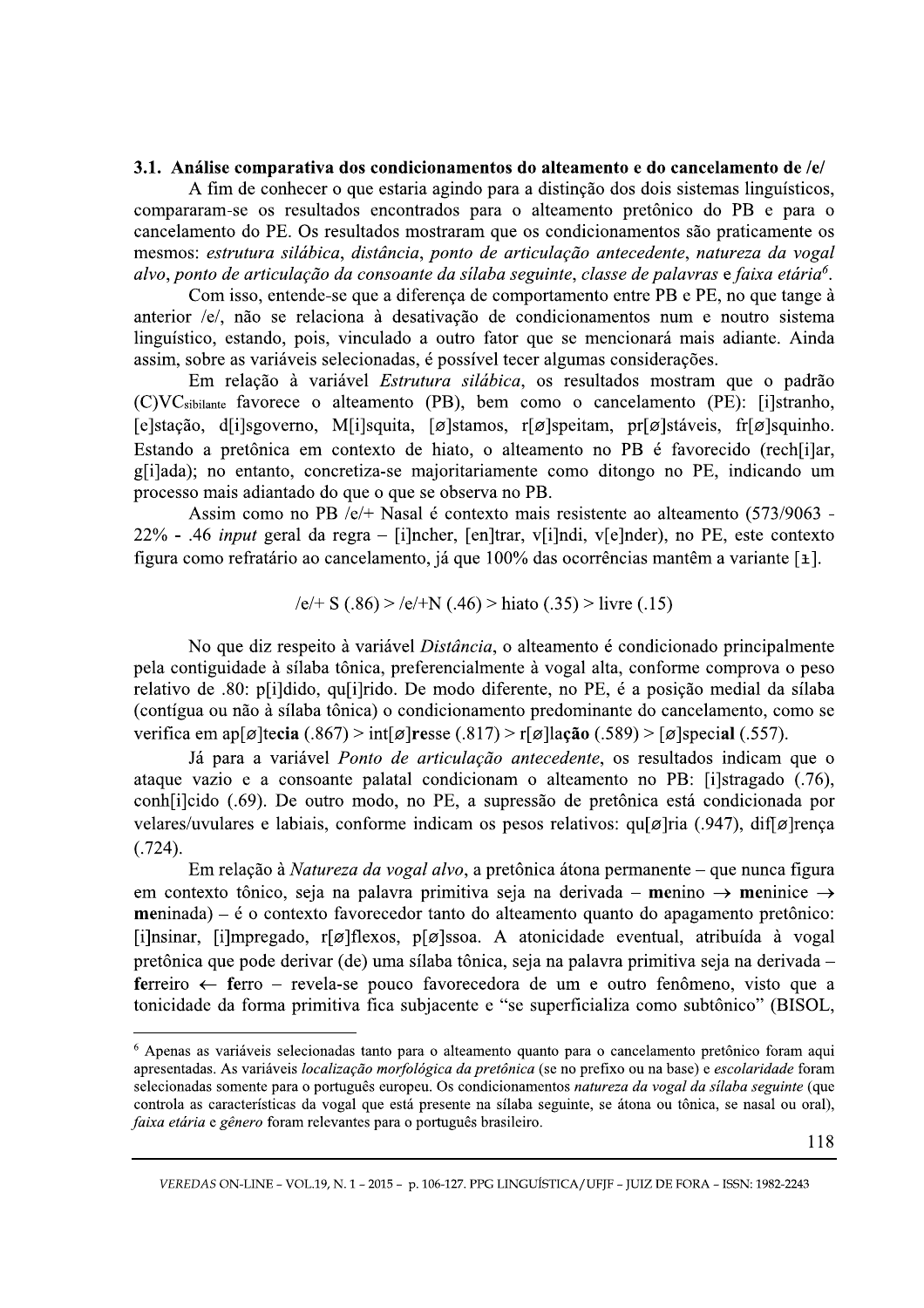### 3.1. Análise comparativa dos condicionamentos do alteamento e do cancelamento de /e/

A fim de conhecer o que estaria agindo para a distinção dos dois sistemas linguísticos, compararam-se os resultados encontrados para o alteamento pretônico do PB e para o cancelamento do PE. Os resultados mostraram que os condicionamentos são praticamente os mesmos: *estrutura silábica*, *distância*, *ponto de articulação antecedente*, *natureza da vogal alvo*, *ponto de articulação da consoante da sílaba seguinte*, *classe de palavras* e *faixa etária*[6].

Com isso, entende-se que a diferença de comportamento entre PB e PE, no que tange à anterior /e/, não se relaciona à desativação de condicionamentos num e noutro sistema linguístico, estando, pois, vinculado a outro fator que se mencionará mais adiante. Ainda assim, sobre as variáveis selecionadas, é possível tecer algumas considerações.

Em relação à variável *Estrutura silábica*, os resultados mostram que o padrão (C)VC$_{sibilante}$ favorece o alteamento (PB), bem como o cancelamento (PE): [i]stranho, [e]stação, d[i]sgoverno, M[i]squita, [ø]stamos, r[ø]speitam, pr[ø]stáveis, fr[ø]squinho. Estando a pretônica em contexto de hiato, o alteamento no PB é favorecido (rech[i]ar, g[i]ada); no entanto, concretiza-se majoritariamente como ditongo no PE, indicando um processo mais adiantado do que o que se observa no PB.

Assim como no PB /e/+ Nasal é contexto mais resistente ao alteamento (573/9063 - 22% - .46 *input* geral da regra – [i]ncher, [en]trar, v[i]ndi, v[e]nder), no PE, este contexto figura como refratário ao cancelamento, já que 100% das ocorrências mantêm a variante [ɨ].

/e/+ S (.86) > /e/+N (.46) > hiato (.35) > livre (.15)

No que diz respeito à variável *Distância*, o alteamento é condicionado principalmente pela contiguidade à sílaba tônica, preferencialmente à vogal alta, conforme comprova o peso relativo de .80: p[i]dido, qu[i]rido. De modo diferente, no PE, é a posição medial da sílaba (contígua ou não à sílaba tônica) o condicionamento predominante do cancelamento, como se verifica em ap[ø]t**ecia** (.867) > int[ø]**re**sse (.817) > r[ø]la**ção** (.589) > [ø]speci**al** (.557).

Já para a variável *Ponto de articulação antecedente*, os resultados indicam que o ataque vazio e a consoante palatal condicionam o alteamento no PB: [i]stragado (.76), conh[i]cido (.69). De outro modo, no PE, a supressão de pretônica está condicionada por velares/uvulares e labiais, conforme indicam os pesos relativos: qu[ø]ria (.947), dif[ø]rença (.724).

Em relação à *Natureza da vogal alvo*, a pretônica átona permanente – que nunca figura em contexto tônico, seja na palavra primitiva seja na derivada – **me**nino → **me**ninice → **me**ninada) – é o contexto favorecedor tanto do alteamento quanto do apagamento pretônico: [i]nsinar, [i]mpregado, r[ø]flexos, p[ø]ssoa. A atonicidade eventual, atribuída à vogal pretônica que pode derivar (de) uma sílaba tônica, seja na palavra primitiva seja na derivada – **fe**rreiro ← **fe**rro – revela-se pouco favorecedora de um e outro fenômeno, visto que a tonicidade da forma primitiva fica subjacente e "se superficializa como subtônico" (BISOL,

---

[6] Apenas as variáveis selecionadas tanto para o alteamento quanto para o cancelamento pretônico foram aqui apresentadas. As variáveis *localização morfológica da pretônica* (se no prefixo ou na base) e *escolaridade* foram selecionadas somente para o português europeu. Os condicionamentos *natureza da vogal da sílaba seguinte* (que controla as características da vogal que está presente na sílaba seguinte, se átona ou tônica, se nasal ou oral), *faixa etária* e *gênero* foram relevantes para o português brasileiro.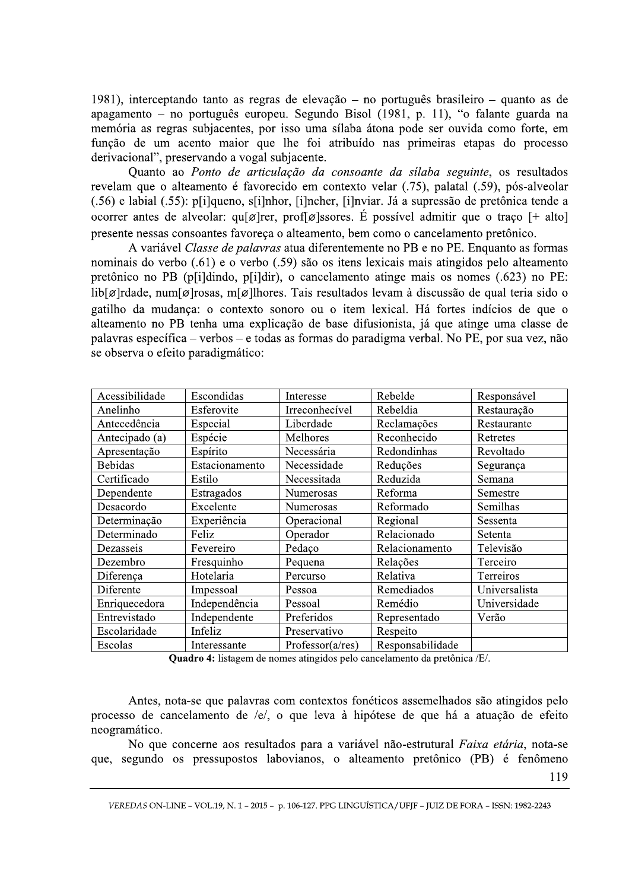1981), interceptando tanto as regras de elevação – no português brasileiro – quanto as de apagamento – no português europeu. Segundo Bisol (1981, p. 11), "o falante guarda na memória as regras subjacentes, por isso uma sílaba átona pode ser ouvida como forte, em função de um acento maior que lhe foi atribuído nas primeiras etapas do processo derivacional", preservando a vogal subjacente.

Quanto ao *Ponto de articulação da consoante da sílaba seguinte*, os resultados revelam que o alteamento é favorecido em contexto velar (.75), palatal (.59), pós-alveolar (.56) e labial (.55): p[i]queno, s[i]nhor, [i]ncher, [i]nviar. Já a supressão de pretônica tende a ocorrer antes de alveolar: qu[ø]rer, prof[ø]ssores. É possível admitir que o traço [+ alto] presente nessas consoantes favoreça o alteamento, bem como o cancelamento pretônico.

A variável *Classe de palavras* atua diferentemente no PB e no PE. Enquanto as formas nominais do verbo (.61) e o verbo (.59) são os itens lexicais mais atingidos pelo alteamento pretônico no PB (p[i]dindo, p[i]dir), o cancelamento atinge mais os nomes (.623) no PE: lib[ø]rdade, num[ø]rosas, m[ø]lhores. Tais resultados levam à discussão de qual teria sido o gatilho da mudança: o contexto sonoro ou o item lexical. Há fortes indícios de que o alteamento no PB tenha uma explicação de base difusionista, já que atinge uma classe de palavras específica – verbos – e todas as formas do paradigma verbal. No PE, por sua vez, não se observa o efeito paradigmático:

| | | | | |
|---|---|---|---|---|
| Acessibilidade | Escondidas | Interesse | Rebelde | Responsável |
| Anelinho | Esferovite | Irreconhecível | Rebeldia | Restauração |
| Antecedência | Especial | Liberdade | Reclamações | Restaurante |
| Antecipado (a) | Espécie | Melhores | Reconhecido | Retretes |
| Apresentação | Espírito | Necessária | Redondinhas | Revoltado |
| Bebidas | Estacionamento | Necessidade | Reduções | Segurança |
| Certificado | Estilo | Necessitada | Reduzida | Semana |
| Dependente | Estragados | Numerosas | Reforma | Semestre |
| Desacordo | Excelente | Numerosas | Reformado | Semilhas |
| Determinação | Experiência | Operacional | Regional | Sessenta |
| Determinado | Feliz | Operador | Relacionado | Setenta |
| Dezasseis | Fevereiro | Pedaço | Relacionamento | Televisão |
| Dezembro | Fresquinho | Pequena | Relações | Terceiro |
| Diferença | Hotelaria | Percurso | Relativa | Terreiros |
| Diferente | Impessoal | Pessoa | Remediados | Universalista |
| Enriquecedora | Independência | Pessoal | Remédio | Universidade |
| Entrevistado | Independente | Preferidos | Representado | Verão |
| Escolaridade | Infeliz | Preservativo | Respeito | |
| Escolas | Interessante | Professor(a/res) | Responsabilidade | |

**Quadro 4:** listagem de nomes atingidos pelo cancelamento da pretônica /E/.

Antes, nota-se que palavras com contextos fonéticos assemelhados são atingidos pelo processo de cancelamento de /e/, o que leva à hipótese de que há a atuação de efeito neogramático.

No que concerne aos resultados para a variável não-estrutural *Faixa etária*, nota-se que, segundo os pressupostos labovianos, o alteamento pretônico (PB) é fenômeno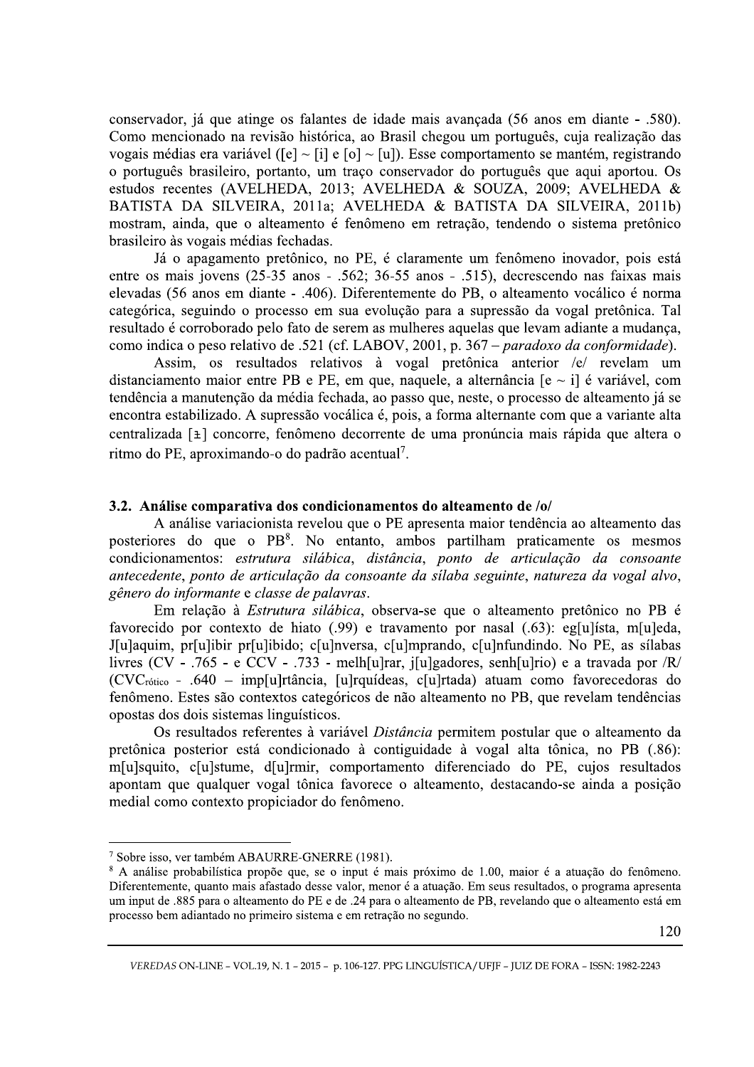conservador, já que atinge os falantes de idade mais avançada (56 anos em diante - .580). Como mencionado na revisão histórica, ao Brasil chegou um português, cuja realização das vogais médias era variável ([e] ~ [i] e [o] ~ [u]). Esse comportamento se mantém, registrando o português brasileiro, portanto, um traço conservador do português que aqui aportou. Os estudos recentes (AVELHEDA, 2013; AVELHEDA & SOUZA, 2009; AVELHEDA & BATISTA DA SILVEIRA, 2011a; AVELHEDA & BATISTA DA SILVEIRA, 2011b) mostram, ainda, que o alteamento é fenômeno em retração, tendendo o sistema pretônico brasileiro às vogais médias fechadas.

Já o apagamento pretônico, no PE, é claramente um fenômeno inovador, pois está entre os mais jovens (25-35 anos - .562; 36-55 anos - .515), decrescendo nas faixas mais elevadas (56 anos em diante - .406). Diferentemente do PB, o alteamento vocálico é norma categórica, seguindo o processo em sua evolução para a supressão da vogal pretônica. Tal resultado é corroborado pelo fato de serem as mulheres aquelas que levam adiante a mudança, como indica o peso relativo de .521 (cf. LABOV, 2001, p. 367 – *paradoxo da conformidade*).

Assim, os resultados relativos à vogal pretônica anterior /e/ revelam um distanciamento maior entre PB e PE, em que, naquele, a alternância [e ~ i] é variável, com tendência a manutenção da média fechada, ao passo que, neste, o processo de alteamento já se encontra estabilizado. A supressão vocálica é, pois, a forma alternante com que a variante alta centralizada [ɨ] concorre, fenômeno decorrente de uma pronúncia mais rápida que altera o ritmo do PE, aproximando-o do padrão acentual[7].

### 3.2. Análise comparativa dos condicionamentos do alteamento de /o/

A análise variacionista revelou que o PE apresenta maior tendência ao alteamento das posteriores do que o PB[8]. No entanto, ambos partilham praticamente os mesmos condicionamentos: *estrutura silábica*, *distância*, *ponto de articulação da consoante antecedente*, *ponto de articulação da consoante da sílaba seguinte*, *natureza da vogal alvo*, *gênero do informante* e *classe de palavras*.

Em relação à *Estrutura silábica*, observa-se que o alteamento pretônico no PB é favorecido por contexto de hiato (.99) e travamento por nasal (.63): eg[u]ísta, m[u]eda, J[u]aquim, pr[u]ibir pr[u]ibido; c[u]nversa, c[u]mprando, c[u]nfundindo. No PE, as sílabas livres (CV - .765 - e CCV - .733 - melh[u]rar, j[u]gadores, senh[u]rio) e a travada por /R/ ($CVC_{rótico}$ - .640 – imp[u]rtância, [u]rquídeas, c[u]rtada) atuam como favorecedoras do fenômeno. Estes são contextos categóricos de não alteamento no PB, que revelam tendências opostas dos dois sistemas linguísticos.

Os resultados referentes à variável *Distância* permitem postular que o alteamento da pretônica posterior está condicionado à contiguidade à vogal alta tônica, no PB (.86): m[u]squito, c[u]stume, d[u]rmir, comportamento diferenciado do PE, cujos resultados apontam que qualquer vogal tônica favorece o alteamento, destacando-se ainda a posição medial como contexto propiciador do fenômeno.

---

[7] Sobre isso, ver também ABAURRE-GNERRE (1981).

[8] A análise probabilística propõe que, se o input é mais próximo de 1.00, maior é a atuação do fenômeno. Diferentemente, quanto mais afastado desse valor, menor é a atuação. Em seus resultados, o programa apresenta um input de .885 para o alteamento do PE e de .24 para o alteamento de PB, revelando que o alteamento está em processo bem adiantado no primeiro sistema e em retração no segundo.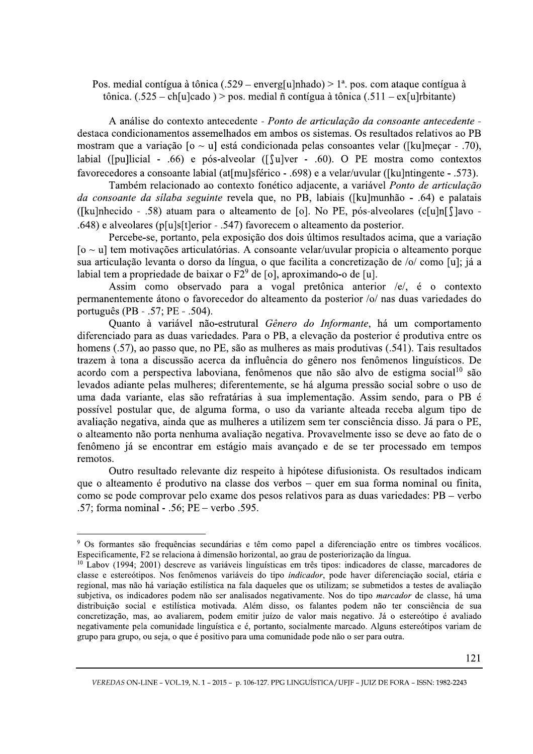Pos. medial contígua à tônica (.529 – enverg[u]nhado) > 1ª. pos. com ataque contígua à tônica. (.525 – ch[u]cado ) > pos. medial ñ contígua à tônica (.511 – ex[u]rbitante)

A análise do contexto antecedente - *Ponto de articulação da consoante antecedente* - destaca condicionamentos assemelhados em ambos os sistemas. Os resultados relativos ao PB mostram que a variação [o ~ u] está condicionada pelas consoantes velar ([ku]meçar - .70), labial ([pu]licial - .66) e pós-alveolar ([ʃu]ver - .60). O PE mostra como contextos favorecedores a consoante labial (at[mu]sférico - .698) e a velar/uvular ([ku]ntingente - .573).

Também relacionado ao contexto fonético adjacente, a variável *Ponto de articulação da consoante da sílaba seguinte* revela que, no PB, labiais ([ku]munhão - .64) e palatais ([ku]nhecido - .58) atuam para o alteamento de [o]. No PE, pós-alveolares (c[u]n[ʃ]avo - .648) e alveolares (p[u]s[t]erior - .547) favorecem o alteamento da posterior.

Percebe-se, portanto, pela exposição dos dois últimos resultados acima, que a variação [o ~ u] tem motivações articulatórias. A consoante velar/uvular propicia o alteamento porque sua articulação levanta o dorso da língua, o que facilita a concretização de /o/ como [u]; já a labial tem a propriedade de baixar o F2[9] de [o], aproximando-o de [u].

Assim como observado para a vogal pretônica anterior /e/, é o contexto permanentemente átono o favorecedor do alteamento da posterior /o/ nas duas variedades do português (PB - .57; PE - .504).

Quanto à variável não-estrutural *Gênero do Informante*, há um comportamento diferenciado para as duas variedades. Para o PB, a elevação da posterior é produtiva entre os homens (.57), ao passo que, no PE, são as mulheres as mais produtivas (.541). Tais resultados trazem à tona a discussão acerca da influência do gênero nos fenômenos linguísticos. De acordo com a perspectiva laboviana, fenômenos que não são alvo de estigma social[10] são levados adiante pelas mulheres; diferentemente, se há alguma pressão social sobre o uso de uma dada variante, elas são refratárias à sua implementação. Assim sendo, para o PB é possível postular que, de alguma forma, o uso da variante alteada receba algum tipo de avaliação negativa, ainda que as mulheres a utilizem sem ter consciência disso. Já para o PE, o alteamento não porta nenhuma avaliação negativa. Provavelmente isso se deve ao fato de o fenômeno já se encontrar em estágio mais avançado e de se ter processado em tempos remotos.

Outro resultado relevante diz respeito à hipótese difusionista. Os resultados indicam que o alteamento é produtivo na classe dos verbos – quer em sua forma nominal ou finita, como se pode comprovar pelo exame dos pesos relativos para as duas variedades: PB – verbo .57; forma nominal - .56; PE – verbo .595.

---

[9] Os formantes são frequências secundárias e têm como papel a diferenciação entre os timbres vocálicos. Especificamente, F2 se relaciona à dimensão horizontal, ao grau de posteriorização da língua.

[10] Labov (1994; 2001) descreve as variáveis linguísticas em três tipos: indicadores de classe, marcadores de classe e estereótipos. Nos fenômenos variáveis do tipo *indicador*, pode haver diferenciação social, etária e regional, mas não há variação estilística na fala daqueles que os utilizam; se submetidos a testes de avaliação subjetiva, os indicadores podem não ser analisados negativamente. Nos do tipo *marcador* de classe, há uma distribuição social e estilística motivada. Além disso, os falantes podem não ter consciência de sua concretização, mas, ao avaliarem, podem emitir juízo de valor mais negativo. Já o estereótipo é avaliado negativamente pela comunidade linguística e é, portanto, socialmente marcado. Alguns estereótipos variam de grupo para grupo, ou seja, o que é positivo para uma comunidade pode não o ser para outra.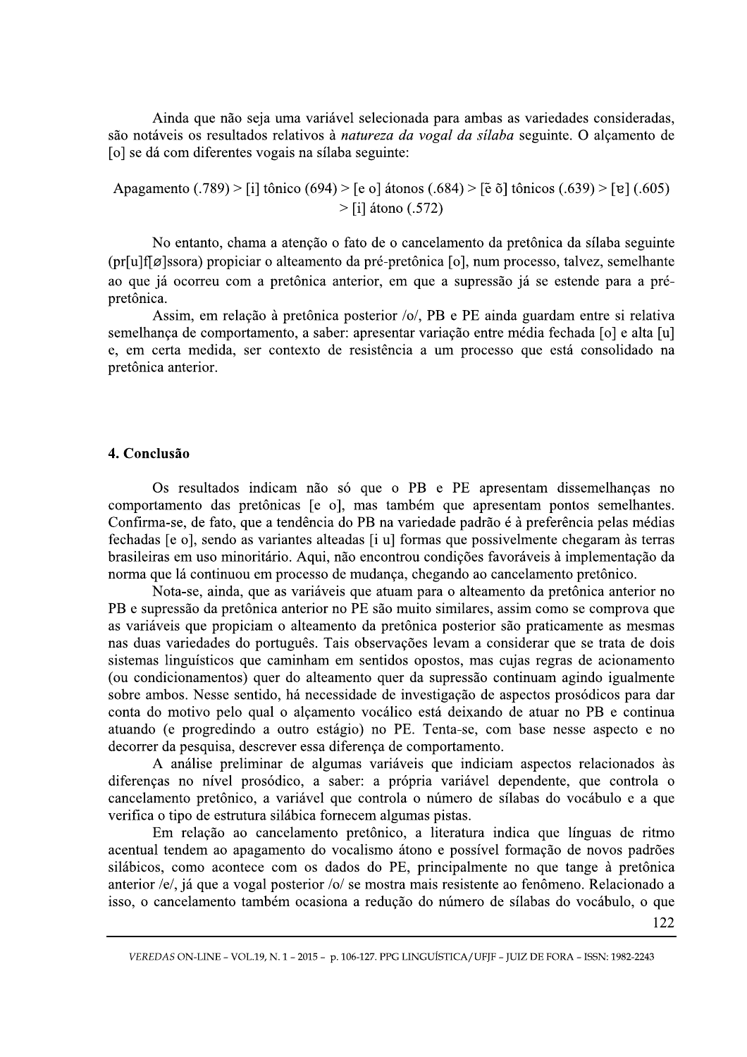Ainda que não seja uma variável selecionada para ambas as variedades consideradas, são notáveis os resultados relativos à *natureza da vogal da sílaba* seguinte. O alçamento de [o] se dá com diferentes vogais na sílaba seguinte:

Apagamento (.789) > [i] tônico (694) > [e o] átonos (.684) > [ẽ õ] tônicos (.639) > [ɐ] (.605) > [i] átono (.572)

No entanto, chama a atenção o fato de o cancelamento da pretônica da sílaba seguinte (pr[u]f[ø]ssora) propiciar o alteamento da pré-pretônica [o], num processo, talvez, semelhante ao que já ocorreu com a pretônica anterior, em que a supressão já se estende para a pré-pretônica.

Assim, em relação à pretônica posterior /o/, PB e PE ainda guardam entre si relativa semelhança de comportamento, a saber: apresentar variação entre média fechada [o] e alta [u] e, em certa medida, ser contexto de resistência a um processo que está consolidado na pretônica anterior.

## 4. Conclusão

Os resultados indicam não só que o PB e PE apresentam dissemelhanças no comportamento das pretônicas [e o], mas também que apresentam pontos semelhantes. Confirma-se, de fato, que a tendência do PB na variedade padrão é à preferência pelas médias fechadas [e o], sendo as variantes alteadas [i u] formas que possivelmente chegaram às terras brasileiras em uso minoritário. Aqui, não encontrou condições favoráveis à implementação da norma que lá continuou em processo de mudança, chegando ao cancelamento pretônico.

Nota-se, ainda, que as variáveis que atuam para o alteamento da pretônica anterior no PB e supressão da pretônica anterior no PE são muito similares, assim como se comprova que as variáveis que propiciam o alteamento da pretônica posterior são praticamente as mesmas nas duas variedades do português. Tais observações levam a considerar que se trata de dois sistemas linguísticos que caminham em sentidos opostos, mas cujas regras de acionamento (ou condicionamentos) quer do alteamento quer da supressão continuam agindo igualmente sobre ambos. Nesse sentido, há necessidade de investigação de aspectos prosódicos para dar conta do motivo pelo qual o alçamento vocálico está deixando de atuar no PB e continua atuando (e progredindo a outro estágio) no PE. Tenta-se, com base nesse aspecto e no decorrer da pesquisa, descrever essa diferença de comportamento.

A análise preliminar de algumas variáveis que indiciam aspectos relacionados às diferenças no nível prosódico, a saber: a própria variável dependente, que controla o cancelamento pretônico, a variável que controla o número de sílabas do vocábulo e a que verifica o tipo de estrutura silábica fornecem algumas pistas.

Em relação ao cancelamento pretônico, a literatura indica que línguas de ritmo acentual tendem ao apagamento do vocalismo átono e possível formação de novos padrões silábicos, como acontece com os dados do PE, principalmente no que tange à pretônica anterior /e/, já que a vogal posterior /o/ se mostra mais resistente ao fenômeno. Relacionado a isso, o cancelamento também ocasiona a redução do número de sílabas do vocábulo, o que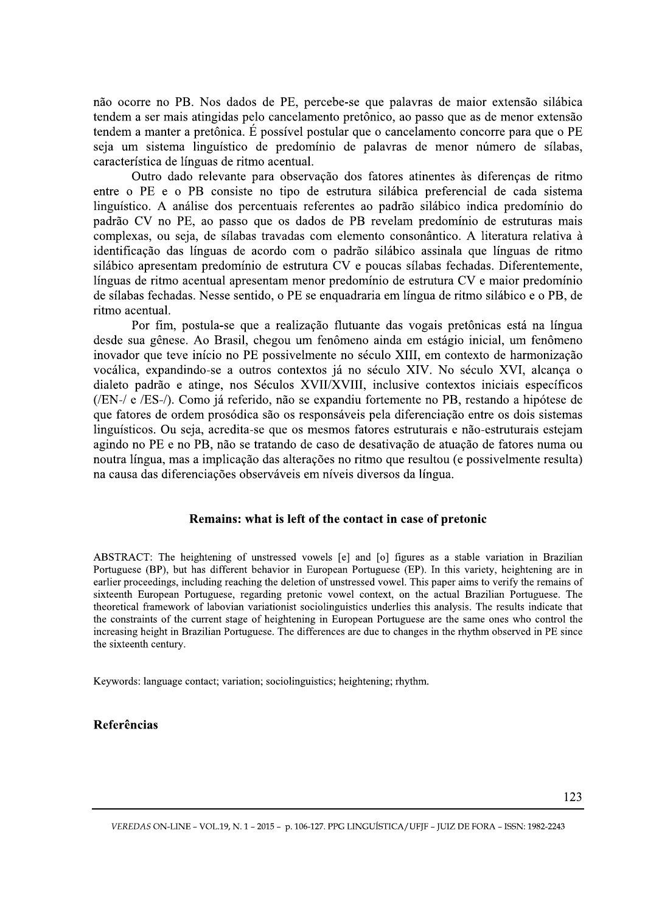não ocorre no PB. Nos dados de PE, percebe-se que palavras de maior extensão silábica tendem a ser mais atingidas pelo cancelamento pretônico, ao passo que as de menor extensão tendem a manter a pretônica. É possível postular que o cancelamento concorre para que o PE seja um sistema linguístico de predomínio de palavras de menor número de sílabas, característica de línguas de ritmo acentual.

Outro dado relevante para observação dos fatores atinentes às diferenças de ritmo entre o PE e o PB consiste no tipo de estrutura silábica preferencial de cada sistema linguístico. A análise dos percentuais referentes ao padrão silábico indica predomínio do padrão CV no PE, ao passo que os dados de PB revelam predomínio de estruturas mais complexas, ou seja, de sílabas travadas com elemento consonântico. A literatura relativa à identificação das línguas de acordo com o padrão silábico assinala que línguas de ritmo silábico apresentam predomínio de estrutura CV e poucas sílabas fechadas. Diferentemente, línguas de ritmo acentual apresentam menor predomínio de estrutura CV e maior predomínio de sílabas fechadas. Nesse sentido, o PE se enquadraria em língua de ritmo silábico e o PB, de ritmo acentual.

Por fim, postula-se que a realização flutuante das vogais pretônicas está na língua desde sua gênese. Ao Brasil, chegou um fenômeno ainda em estágio inicial, um fenômeno inovador que teve início no PE possivelmente no século XIII, em contexto de harmonização vocálica, expandindo-se a outros contextos já no século XIV. No século XVI, alcança o dialeto padrão e atinge, nos Séculos XVII/XVIII, inclusive contextos iniciais específicos (/EN-/ e /ES-/). Como já referido, não se expandiu fortemente no PB, restando a hipótese de que fatores de ordem prosódica são os responsáveis pela diferenciação entre os dois sistemas linguísticos. Ou seja, acredita-se que os mesmos fatores estruturais e não-estruturais estejam agindo no PE e no PB, não se tratando de caso de desativação de atuação de fatores numa ou noutra língua, mas a implicação das alterações no ritmo que resultou (e possivelmente resulta) na causa das diferenciações observáveis em níveis diversos da língua.

## Remains: what is left of the contact in case of pretonic

ABSTRACT: The heightening of unstressed vowels [e] and [o] figures as a stable variation in Brazilian Portuguese (BP), but has different behavior in European Portuguese (EP). In this variety, heightening are in earlier proceedings, including reaching the deletion of unstressed vowel. This paper aims to verify the remains of sixteenth European Portuguese, regarding pretonic vowel context, on the actual Brazilian Portuguese. The theoretical framework of labovian variationist sociolinguistics underlies this analysis. The results indicate that the constraints of the current stage of heightening in European Portuguese are the same ones who control the increasing height in Brazilian Portuguese. The differences are due to changes in the rhythm observed in PE since the sixteenth century.

Keywords: language contact; variation; sociolinguistics; heightening; rhythm.

### Referências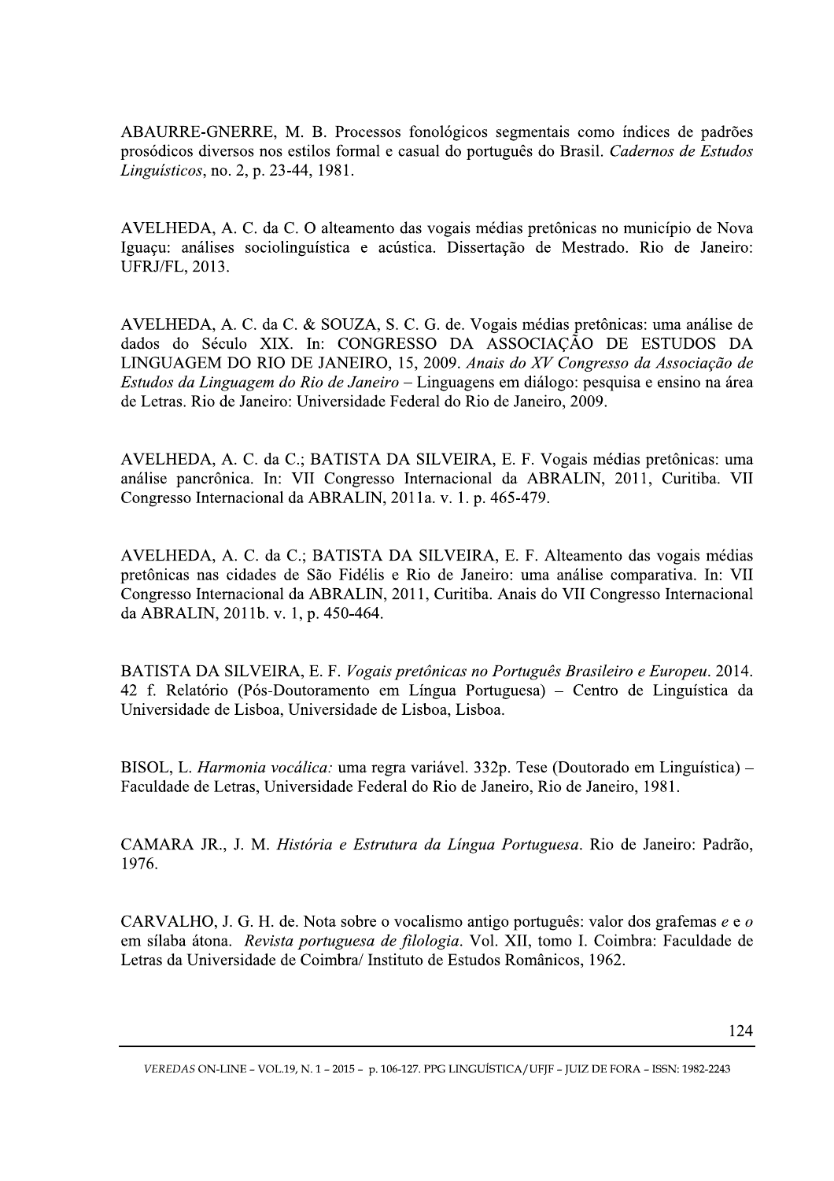ABAURRE-GNERRE, M. B. Processos fonológicos segmentais como índices de padrões prosódicos diversos nos estilos formal e casual do português do Brasil. *Cadernos de Estudos Linguísticos*, no. 2, p. 23-44, 1981.

AVELHEDA, A. C. da C. O alteamento das vogais médias pretônicas no município de Nova Iguaçu: análises sociolinguística e acústica. Dissertação de Mestrado. Rio de Janeiro: UFRJ/FL, 2013.

AVELHEDA, A. C. da C. & SOUZA, S. C. G. de. Vogais médias pretônicas: uma análise de dados do Século XIX. In: CONGRESSO DA ASSOCIAÇÃO DE ESTUDOS DA LINGUAGEM DO RIO DE JANEIRO, 15, 2009. *Anais do XV Congresso da Associação de Estudos da Linguagem do Rio de Janeiro* – Linguagens em diálogo: pesquisa e ensino na área de Letras. Rio de Janeiro: Universidade Federal do Rio de Janeiro, 2009.

AVELHEDA, A. C. da C.; BATISTA DA SILVEIRA, E. F. Vogais médias pretônicas: uma análise pancrônica. In: VII Congresso Internacional da ABRALIN, 2011, Curitiba. VII Congresso Internacional da ABRALIN, 2011a. v. 1. p. 465-479.

AVELHEDA, A. C. da C.; BATISTA DA SILVEIRA, E. F. Alteamento das vogais médias pretônicas nas cidades de São Fidélis e Rio de Janeiro: uma análise comparativa. In: VII Congresso Internacional da ABRALIN, 2011, Curitiba. Anais do VII Congresso Internacional da ABRALIN, 2011b. v. 1, p. 450-464.

BATISTA DA SILVEIRA, E. F. *Vogais pretônicas no Português Brasileiro e Europeu*. 2014. 42 f. Relatório (Pós-Doutoramento em Língua Portuguesa) – Centro de Linguística da Universidade de Lisboa, Universidade de Lisboa, Lisboa.

BISOL, L. *Harmonia vocálica:* uma regra variável. 332p. Tese (Doutorado em Linguística) – Faculdade de Letras, Universidade Federal do Rio de Janeiro, Rio de Janeiro, 1981.

CAMARA JR., J. M. *História e Estrutura da Língua Portuguesa*. Rio de Janeiro: Padrão, 1976.

CARVALHO, J. G. H. de. Nota sobre o vocalismo antigo português: valor dos grafemas *e* e *o* em sílaba átona. *Revista portuguesa de filologia*. Vol. XII, tomo I. Coimbra: Faculdade de Letras da Universidade de Coimbra/ Instituto de Estudos Românicos, 1962.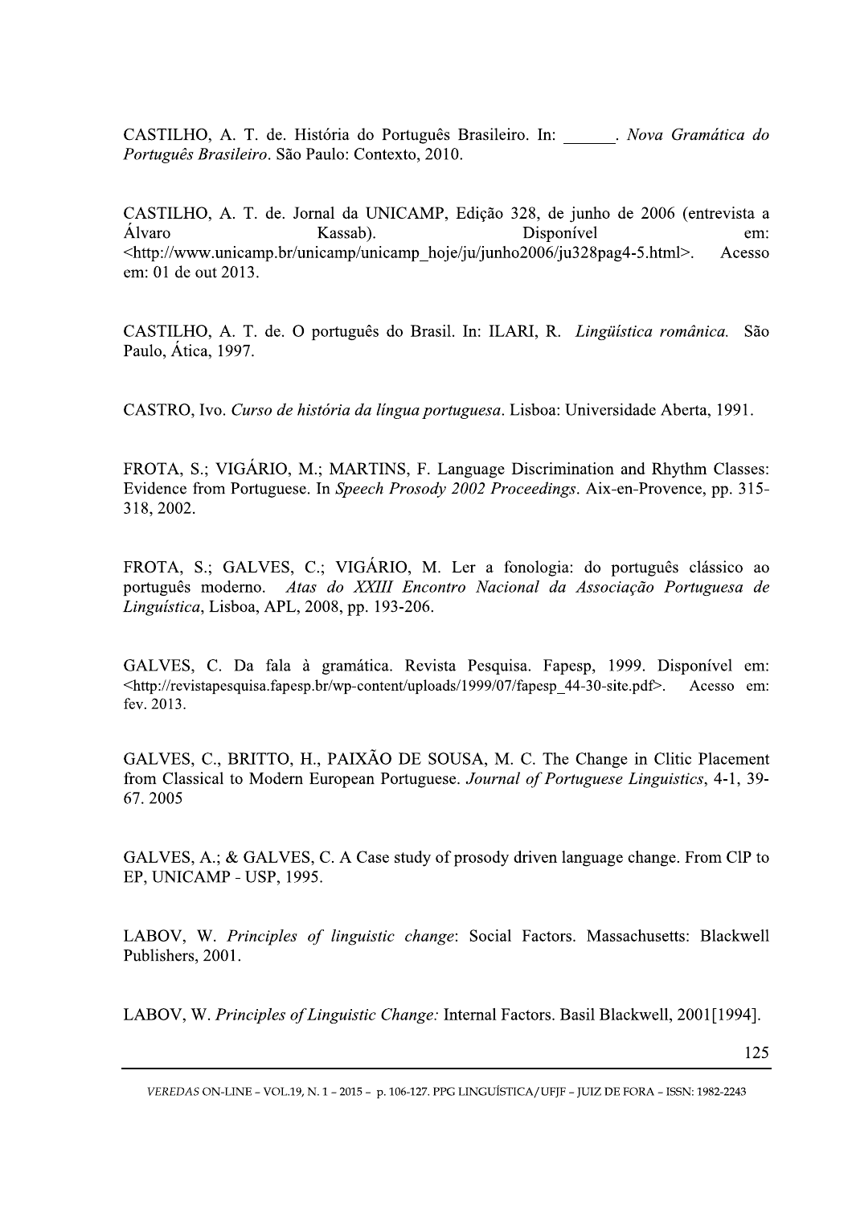CASTILHO, A. T. de. História do Português Brasileiro. In: ______. *Nova Gramática do Português Brasileiro*. São Paulo: Contexto, 2010.

CASTILHO, A. T. de. Jornal da UNICAMP, Edição 328, de junho de 2006 (entrevista a Álvaro Kassab). Disponível em: <http://www.unicamp.br/unicamp/unicamp_hoje/ju/junho2006/ju328pag4-5.html>. Acesso em: 01 de out 2013.

CASTILHO, A. T. de. O português do Brasil. In: ILARI, R. *Lingüística românica.* São Paulo, Ática, 1997.

CASTRO, Ivo. *Curso de história da língua portuguesa*. Lisboa: Universidade Aberta, 1991.

FROTA, S.; VIGÁRIO, M.; MARTINS, F. Language Discrimination and Rhythm Classes: Evidence from Portuguese. In *Speech Prosody 2002 Proceedings*. Aix-en-Provence, pp. 315-318, 2002.

FROTA, S.; GALVES, C.; VIGÁRIO, M. Ler a fonologia: do português clássico ao português moderno. *Atas do XXIII Encontro Nacional da Associação Portuguesa de Linguística*, Lisboa, APL, 2008, pp. 193-206.

GALVES, C. Da fala à gramática. Revista Pesquisa. Fapesp, 1999. Disponível em: <http://revistapesquisa.fapesp.br/wp-content/uploads/1999/07/fapesp_44-30-site.pdf>. Acesso em: fev. 2013.

GALVES, C., BRITTO, H., PAIXÃO DE SOUSA, M. C. The Change in Clitic Placement from Classical to Modern European Portuguese. *Journal of Portuguese Linguistics*, 4-1, 39-67. 2005

GALVES, A.; & GALVES, C. A Case study of prosody driven language change. From ClP to EP, UNICAMP - USP, 1995.

LABOV, W. *Principles of linguistic change*: Social Factors. Massachusetts: Blackwell Publishers, 2001.

LABOV, W. *Principles of Linguistic Change:* Internal Factors. Basil Blackwell, 2001[1994].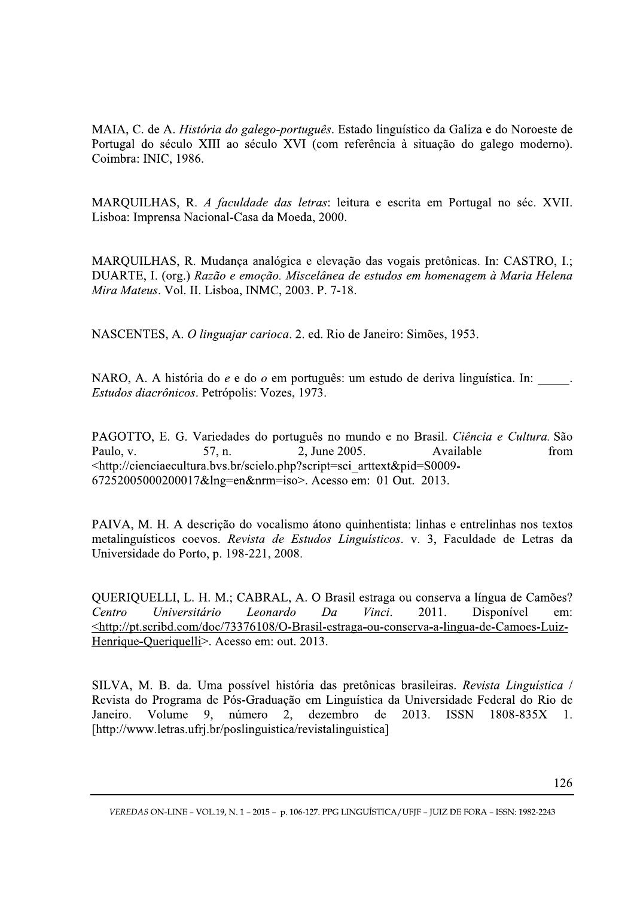MAIA, C. de A. *História do galego-português*. Estado linguístico da Galiza e do Noroeste de Portugal do século XIII ao século XVI (com referência à situação do galego moderno). Coimbra: INIC, 1986.

MARQUILHAS, R. *A faculdade das letras*: leitura e escrita em Portugal no séc. XVII. Lisboa: Imprensa Nacional-Casa da Moeda, 2000.

MARQUILHAS, R. Mudança analógica e elevação das vogais pretônicas. In: CASTRO, I.; DUARTE, I. (org.) *Razão e emoção. Miscelânea de estudos em homenagem à Maria Helena Mira Mateus*. Vol. II. Lisboa, INMC, 2003. P. 7-18.

NASCENTES, A. *O linguajar carioca*. 2. ed. Rio de Janeiro: Simões, 1953.

NARO, A. A história do *e* e do *o* em português: um estudo de deriva linguística. In: _____. *Estudos diacrônicos*. Petrópolis: Vozes, 1973.

PAGOTTO, E. G. Variedades do português no mundo e no Brasil. *Ciência e Cultura.* São Paulo, v. 57, n. 2, June 2005. Available from <http://cienciaecultura.bvs.br/scielo.php?script=sci_arttext&pid=S0009-67252005000200017&lng=en&nrm=iso>. Acesso em: 01 Out. 2013.

PAIVA, M. H. A descrição do vocalismo átono quinhentista: linhas e entrelinhas nos textos metalinguísticos coevos. *Revista de Estudos Linguísticos*. v. 3, Faculdade de Letras da Universidade do Porto, p. 198-221, 2008.

QUERIQUELLI, L. H. M.; CABRAL, A. O Brasil estraga ou conserva a língua de Camões? *Centro Universitário Leonardo Da Vinci*. 2011. Disponível em: <http://pt.scribd.com/doc/73376108/O-Brasil-estraga-ou-conserva-a-lingua-de-Camoes-Luiz-Henrique-Queriquelli>. Acesso em: out. 2013.

SILVA, M. B. da. Uma possível história das pretônicas brasileiras. *Revista Linguística* / Revista do Programa de Pós-Graduação em Linguística da Universidade Federal do Rio de Janeiro. Volume 9, número 2, dezembro de 2013. ISSN 1808-835X 1. [http://www.letras.ufrj.br/poslinguistica/revistalinguistica]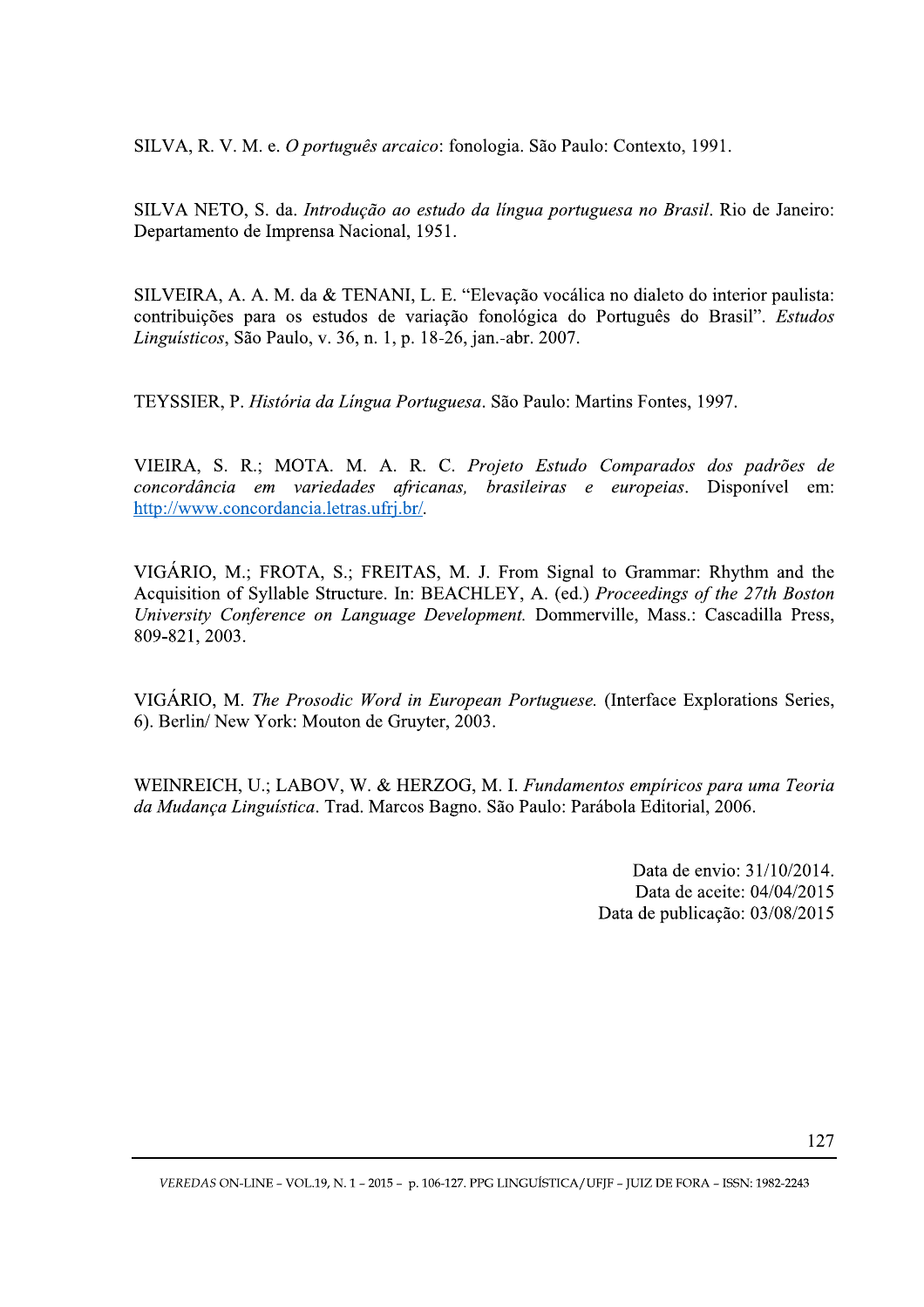SILVA, R. V. M. e. *O português arcaico*: fonologia. São Paulo: Contexto, 1991.

SILVA NETO, S. da. *Introdução ao estudo da língua portuguesa no Brasil*. Rio de Janeiro: Departamento de Imprensa Nacional, 1951.

SILVEIRA, A. A. M. da & TENANI, L. E. "Elevação vocálica no dialeto do interior paulista: contribuições para os estudos de variação fonológica do Português do Brasil". *Estudos Linguísticos*, São Paulo, v. 36, n. 1, p. 18-26, jan.-abr. 2007.

TEYSSIER, P. *História da Língua Portuguesa*. São Paulo: Martins Fontes, 1997.

VIEIRA, S. R.; MOTA. M. A. R. C. *Projeto Estudo Comparados dos padrões de concordância em variedades africanas, brasileiras e europeias*. Disponível em: http://www.concordancia.letras.ufrj.br/.

VIGÁRIO, M.; FROTA, S.; FREITAS, M. J. From Signal to Grammar: Rhythm and the Acquisition of Syllable Structure. In: BEACHLEY, A. (ed.) *Proceedings of the 27th Boston University Conference on Language Development.* Dommerville, Mass.: Cascadilla Press, 809-821, 2003.

VIGÁRIO, M. *The Prosodic Word in European Portuguese.* (Interface Explorations Series, 6). Berlin/ New York: Mouton de Gruyter, 2003.

WEINREICH, U.; LABOV, W. & HERZOG, M. I. *Fundamentos empíricos para uma Teoria da Mudança Linguística*. Trad. Marcos Bagno. São Paulo: Parábola Editorial, 2006.

Data de envio: 31/10/2014.
Data de aceite: 04/04/2015
Data de publicação: 03/08/2015